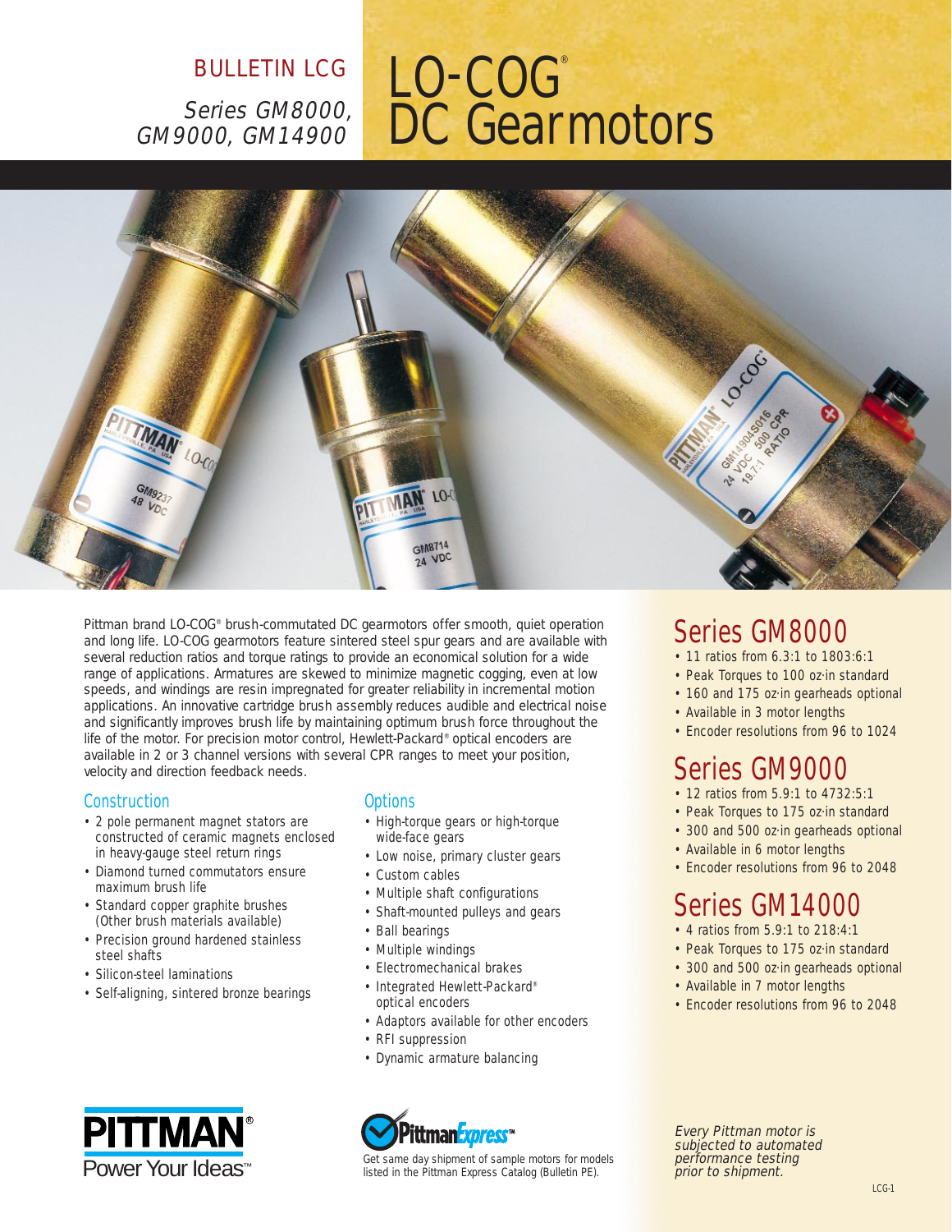BULLETIN LCG

*Series GM8000, GM9000, GM14900*

# LO-COG® DC Gearmotors

Pittman brand LO-COG® brush-commutated DC gearmotors offer smooth, quiet operation and long life. LO-COG gearmotors feature sintered steel spur gears and are available with several reduction ratios and torque ratings to provide an economical solution for a wide range of applications. Armatures are skewed to minimize magnetic cogging, even at low speeds, and windings are resin impregnated for greater reliability in incremental motion applications. An innovative cartridge brush assembly reduces audible and electrical noise and significantly improves brush life by maintaining optimum brush force throughout the life of the motor. For precision motor control, Hewlett-Packard® optical encoders are available in 2 or 3 channel versions with several CPR ranges to meet your position, velocity and direction feedback needs.

## Construction

- 2 pole permanent magnet stators are constructed of ceramic magnets enclosed in heavy-gauge steel return rings
- Diamond turned commutators ensure maximum brush life
- Standard copper graphite brushes (Other brush materials available)
- Precision ground hardened stainless steel shafts
- Silicon-steel laminations
- Self-aligning, sintered bronze bearings

## Options

- High-torque gears or high-torque wide-face gears
- Low noise, primary cluster gears
- Custom cables
- Multiple shaft configurations
- Shaft-mounted pulleys and gears
- Ball bearings
- Multiple windings
- Electromechanical brakes
- Integrated Hewlett-Packard® optical encoders
- Adaptors available for other encoders
- RFI suppression
- Dynamic armature balancing

## Series GM8000

- 11 ratios from 6.3:1 to 1803:6:1
- Peak Torques to 100 oz·in standard
- 160 and 175 oz·in gearheads optional
- Available in 3 motor lengths
- Encoder resolutions from 96 to 1024

## Series GM9000

- 12 ratios from 5.9:1 to 4732:5:1
- Peak Torques to 175 oz·in standard
- 300 and 500 oz·in gearheads optional
- Available in 6 motor lengths
- Encoder resolutions from 96 to 2048

## Series GM14000

- 4 ratios from 5.9:1 to 218:4:1
- Peak Torques to 175 oz·in standard
- 300 and 500 oz·in gearheads optional
- Available in 7 motor lengths
- Encoder resolutions from 96 to 2048

PITTMAN® Power Your Ideas™

PittmanExpress™ — Get same day shipment of sample motors for models listed in the Pittman Express Catalog (Bulletin PE).

*Every Pittman motor is subjected to automated performance testing prior to shipment.*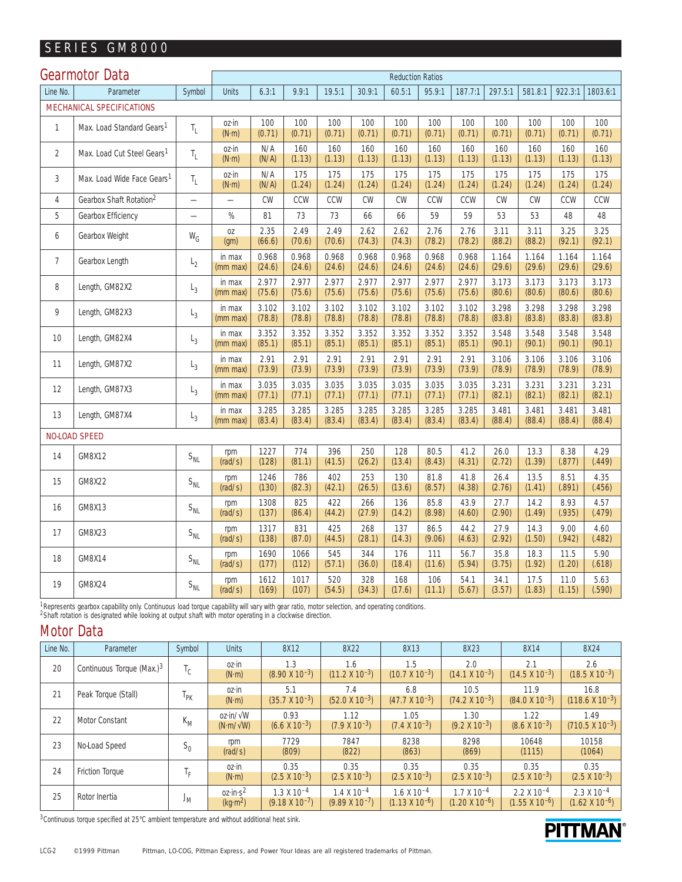# SERIES GM8000

## Gearmotor Data

| Line No. | Parameter | Symbol | Units | Reduction Ratios 6.3:1 | 9.9:1 | 19.5:1 | 30.9:1 | 60.5:1 | 95.9:1 | 187.7:1 | 297.5:1 | 581.8:1 | 922.3:1 | 1803.6:1 |
|---|---|---|---|---|---|---|---|---|---|---|---|---|---|---|
| **MECHANICAL SPECIFICATIONS** | | | | | | | | | | | | | | |
| 1 | Max. Load Standard Gears[1] | $T_L$ | oz·in (N·m) | 100 (0.71) | 100 (0.71) | 100 (0.71) | 100 (0.71) | 100 (0.71) | 100 (0.71) | 100 (0.71) | 100 (0.71) | 100 (0.71) | 100 (0.71) | 100 (0.71) |
| 2 | Max. Load Cut Steel Gears[1] | $T_L$ | oz·in (N·m) | N/A (N/A) | 160 (1.13) | 160 (1.13) | 160 (1.13) | 160 (1.13) | 160 (1.13) | 160 (1.13) | 160 (1.13) | 160 (1.13) | 160 (1.13) | 160 (1.13) |
| 3 | Max. Load Wide Face Gears[1] | $T_L$ | oz·in (N·m) | N/A (N/A) | 175 (1.24) | 175 (1.24) | 175 (1.24) | 175 (1.24) | 175 (1.24) | 175 (1.24) | 175 (1.24) | 175 (1.24) | 175 (1.24) | 175 (1.24) |
| 4 | Gearbox Shaft Rotation[2] | — | — | CW | CCW | CCW | CW | CW | CCW | CCW | CW | CW | CCW | CCW |
| 5 | Gearbox Efficiency | — | % | 81 | 73 | 73 | 66 | 66 | 59 | 59 | 53 | 53 | 48 | 48 |
| 6 | Gearbox Weight | $W_G$ | oz (gm) | 2.35 (66.6) | 2.49 (70.6) | 2.49 (70.6) | 2.62 (74.3) | 2.62 (74.3) | 2.76 (78.2) | 2.76 (78.2) | 3.11 (88.2) | 3.11 (88.2) | 3.25 (92.1) | 3.25 (92.1) |
| 7 | Gearbox Length | $L_2$ | in max (mm max) | 0.968 (24.6) | 0.968 (24.6) | 0.968 (24.6) | 0.968 (24.6) | 0.968 (24.6) | 0.968 (24.6) | 0.968 (24.6) | 1.164 (29.6) | 1.164 (29.6) | 1.164 (29.6) | 1.164 (29.6) |
| 8 | Length, GM82X2 | $L_3$ | in max (mm max) | 2.977 (75.6) | 2.977 (75.6) | 2.977 (75.6) | 2.977 (75.6) | 2.977 (75.6) | 2.977 (75.6) | 2.977 (75.6) | 3.173 (80.6) | 3.173 (80.6) | 3.173 (80.6) | 3.173 (80.6) |
| 9 | Length, GM82X3 | $L_3$ | in max (mm max) | 3.102 (78.8) | 3.102 (78.8) | 3.102 (78.8) | 3.102 (78.8) | 3.102 (78.8) | 3.102 (78.8) | 3.102 (78.8) | 3.298 (83.8) | 3.298 (83.8) | 3.298 (83.8) | 3.298 (83.8) |
| 10 | Length, GM82X4 | $L_3$ | in max (mm max) | 3.352 (85.1) | 3.352 (85.1) | 3.352 (85.1) | 3.352 (85.1) | 3.352 (85.1) | 3.352 (85.1) | 3.352 (85.1) | 3.548 (90.1) | 3.548 (90.1) | 3.548 (90.1) | 3.548 (90.1) |
| 11 | Length, GM87X2 | $L_3$ | in max (mm max) | 2.91 (73.9) | 2.91 (73.9) | 2.91 (73.9) | 2.91 (73.9) | 2.91 (73.9) | 2.91 (73.9) | 2.91 (73.9) | 3.106 (78.9) | 3.106 (78.9) | 3.106 (78.9) | 3.106 (78.9) |
| 12 | Length, GM87X3 | $L_3$ | in max (mm max) | 3.035 (77.1) | 3.035 (77.1) | 3.035 (77.1) | 3.035 (77.1) | 3.035 (77.1) | 3.035 (77.1) | 3.035 (77.1) | 3.231 (82.1) | 3.231 (82.1) | 3.231 (82.1) | 3.231 (82.1) |
| 13 | Length, GM87X4 | $L_3$ | in max (mm max) | 3.285 (83.4) | 3.285 (83.4) | 3.285 (83.4) | 3.285 (83.4) | 3.285 (83.4) | 3.285 (83.4) | 3.285 (83.4) | 3.481 (88.4) | 3.481 (88.4) | 3.481 (88.4) | 3.481 (88.4) |
| **NO-LOAD SPEED** | | | | | | | | | | | | | | |
| 14 | GM8X12 | $S_{NL}$ | rpm (rad/s) | 1227 (128) | 774 (81.1) | 396 (41.5) | 250 (26.2) | 128 (13.4) | 80.5 (8.43) | 41.2 (4.31) | 26.0 (2.72) | 13.3 (1.39) | 8.38 (.877) | 4.29 (.449) |
| 15 | GM8X22 | $S_{NL}$ | rpm (rad/s) | 1246 (130) | 786 (82.3) | 402 (42.1) | 253 (26.5) | 130 (13.6) | 81.8 (8.57) | 41.8 (4.38) | 26.4 (2.76) | 13.5 (1.41) | 8.51 (.891) | 4.35 (.456) |
| 16 | GM8X13 | $S_{NL}$ | rpm (rad/s) | 1308 (137) | 825 (86.4) | 422 (44.2) | 266 (27.9) | 136 (14.2) | 85.8 (8.98) | 43.9 (4.60) | 27.7 (2.90) | 14.2 (1.49) | 8.93 (.935) | 4.57 (.479) |
| 17 | GM8X23 | $S_{NL}$ | rpm (rad/s) | 1317 (138) | 831 (87.0) | 425 (44.5) | 268 (28.1) | 137 (14.3) | 86.5 (9.06) | 44.2 (4.63) | 27.9 (2.92) | 14.3 (1.50) | 9.00 (.942) | 4.60 (.482) |
| 18 | GM8X14 | $S_{NL}$ | rpm (rad/s) | 1690 (177) | 1066 (112) | 545 (57.1) | 344 (36.0) | 176 (18.4) | 111 (11.6) | 56.7 (5.94) | 35.8 (3.75) | 18.3 (1.92) | 11.5 (1.20) | 5.90 (.618) |
| 19 | GM8X24 | $S_{NL}$ | rpm (rad/s) | 1612 (169) | 1017 (107) | 520 (54.5) | 328 (34.3) | 168 (17.6) | 106 (11.1) | 54.1 (5.67) | 34.1 (3.57) | 17.5 (1.83) | 11.0 (1.15) | 5.63 (.590) |

[1] Represents gearbox capability only. Continuous load torque capability will vary with gear ratio, motor selection, and operating conditions.
[2] Shaft rotation is designated while looking at output shaft with motor operating in a clockwise direction.

## Motor Data

| Line No. | Parameter | Symbol | Units | 8X12 | 8X22 | 8X13 | 8X23 | 8X14 | 8X24 |
|---|---|---|---|---|---|---|---|---|---|
| 20 | Continuous Torque (Max.)[3] | $T_C$ | oz·in (N·m) | 1.3 ($8.90 \times 10^{-3}$) | 1.6 ($11.2 \times 10^{-3}$) | 1.5 ($10.7 \times 10^{-3}$) | 2.0 ($14.1 \times 10^{-3}$) | 2.1 ($14.5 \times 10^{-3}$) | 2.6 ($18.5 \times 10^{-3}$) |
| 21 | Peak Torque (Stall) | $T_{PK}$ | oz·in (N·m) | 5.1 ($35.7 \times 10^{-3}$) | 7.4 ($52.0 \times 10^{-3}$) | 6.8 ($47.7 \times 10^{-3}$) | 10.5 ($74.2 \times 10^{-3}$) | 11.9 ($84.0 \times 10^{-3}$) | 16.8 ($118.6 \times 10^{-3}$) |
| 22 | Motor Constant | $K_M$ | oz·in/√W (N·m/√W) | 0.93 ($6.6 \times 10^{-3}$) | 1.12 ($7.9 \times 10^{-3}$) | 1.05 ($7.4 \times 10^{-3}$) | 1.30 ($9.2 \times 10^{-3}$) | 1.22 ($8.6 \times 10^{-3}$) | 1.49 ($710.5 \times 10^{-3}$) |
| 23 | No-Load Speed | $S_0$ | rpm (rad/s) | 7729 (809) | 7847 (822) | 8238 (863) | 8298 (869) | 10648 (1115) | 10158 (1064) |
| 24 | Friction Torque | $T_F$ | oz·in (N·m) | 0.35 ($2.5 \times 10^{-3}$) | 0.35 ($2.5 \times 10^{-3}$) | 0.35 ($2.5 \times 10^{-3}$) | 0.35 ($2.5 \times 10^{-3}$) | 0.35 ($2.5 \times 10^{-3}$) | 0.35 ($2.5 \times 10^{-3}$) |
| 25 | Rotor Inertia | $J_M$ | oz·in·s² (kg·m²) | $1.3 \times 10^{-4}$ ($9.18 \times 10^{-7}$) | $1.4 \times 10^{-4}$ ($9.89 \times 10^{-7}$) | $1.6 \times 10^{-4}$ ($1.13 \times 10^{-6}$) | $1.7 \times 10^{-4}$ ($1.20 \times 10^{-6}$) | $2.2 \times 10^{-4}$ ($1.55 \times 10^{-6}$) | $2.3 \times 10^{-4}$ ($1.62 \times 10^{-6}$) |

[3] Continuous torque specified at 25°C ambient temperature and without additional heat sink.

PITTMAN®

LCG-2 ©1999 Pittman Pittman, LO-COG, Pittman Express, and Power Your Ideas are all registered trademarks of Pittman.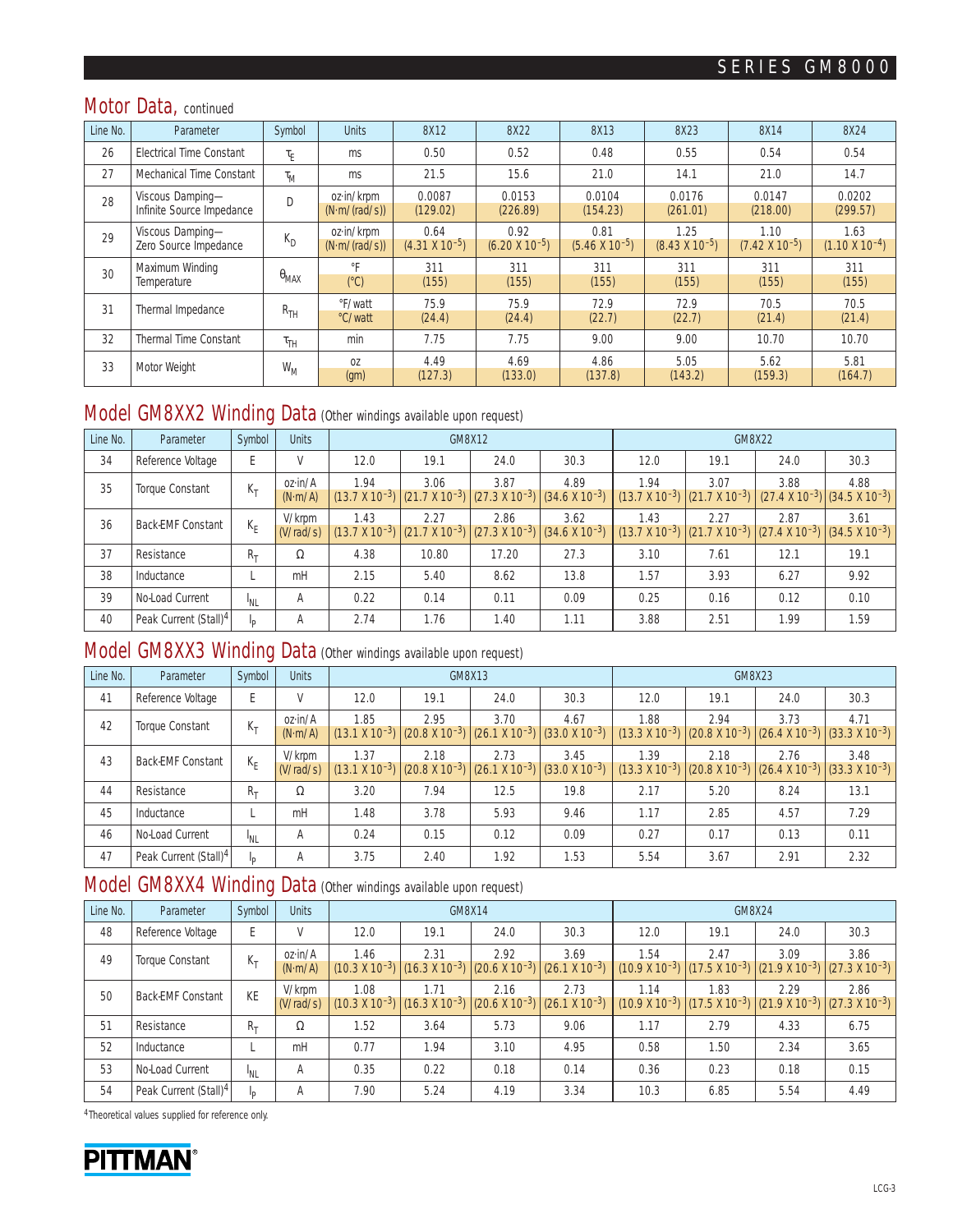## Motor Data, continued

| Line No. | Parameter | Symbol | Units | 8X12 | 8X22 | 8X13 | 8X23 | 8X14 | 8X24 |
|---|---|---|---|---|---|---|---|---|---|
| 26 | Electrical Time Constant | $\tau_E$ | ms | 0.50 | 0.52 | 0.48 | 0.55 | 0.54 | 0.54 |
| 27 | Mechanical Time Constant | $\tau_M$ | ms | 21.5 | 15.6 | 21.0 | 14.1 | 21.0 | 14.7 |
| 28 | Viscous Damping— Infinite Source Impedance | D | oz·in/krpm (N·m/(rad/s)) | 0.0087 (129.02) | 0.0153 (226.89) | 0.0104 (154.23) | 0.0176 (261.01) | 0.0147 (218.00) | 0.0202 (299.57) |
| 29 | Viscous Damping— Zero Source Impedance | $K_D$ | oz·in/krpm (N·m/(rad/s)) | 0.64 ($4.31 \times 10^{-5}$) | 0.92 ($6.20 \times 10^{-5}$) | 0.81 ($5.46 \times 10^{-5}$) | 1.25 ($8.43 \times 10^{-5}$) | 1.10 ($7.42 \times 10^{-5}$) | 1.63 ($1.10 \times 10^{-4}$) |
| 30 | Maximum Winding Temperature | $\theta_{MAX}$ | °F (°C) | 311 (155) | 311 (155) | 311 (155) | 311 (155) | 311 (155) | 311 (155) |
| 31 | Thermal Impedance | $R_{TH}$ | °F/watt °C/watt | 75.9 (24.4) | 75.9 (24.4) | 72.9 (22.7) | 72.9 (22.7) | 70.5 (21.4) | 70.5 (21.4) |
| 32 | Thermal Time Constant | $\tau_{TH}$ | min | 7.75 | 7.75 | 9.00 | 9.00 | 10.70 | 10.70 |
| 33 | Motor Weight | $W_M$ | oz (gm) | 4.49 (127.3) | 4.69 (133.0) | 4.86 (137.8) | 5.05 (143.2) | 5.62 (159.3) | 5.81 (164.7) |

## Model GM8XX2 Winding Data (Other windings available upon request)

| Line No. | Parameter | Symbol | Units | GM8X12 | | | | GM8X22 | | | |
|---|---|---|---|---|---|---|---|---|---|---|---|
| 34 | Reference Voltage | E | V | 12.0 | 19.1 | 24.0 | 30.3 | 12.0 | 19.1 | 24.0 | 30.3 |
| 35 | Torque Constant | $K_T$ | oz·in/A (N·m/A) | 1.94 ($13.7 \times 10^{-3}$) | 3.06 ($21.7 \times 10^{-3}$) | 3.87 ($27.3 \times 10^{-3}$) | 4.89 ($34.6 \times 10^{-3}$) | 1.94 ($13.7 \times 10^{-3}$) | 3.07 ($21.7 \times 10^{-3}$) | 3.88 ($27.4 \times 10^{-3}$) | 4.88 ($34.5 \times 10^{-3}$) |
| 36 | Back-EMF Constant | $K_E$ | V/krpm (V/rad/s) | 1.43 ($13.7 \times 10^{-3}$) | 2.27 ($21.7 \times 10^{-3}$) | 2.86 ($27.3 \times 10^{-3}$) | 3.62 ($34.6 \times 10^{-3}$) | 1.43 ($13.7 \times 10^{-3}$) | 2.27 ($21.7 \times 10^{-3}$) | 2.87 ($27.4 \times 10^{-3}$) | 3.61 ($34.5 \times 10^{-3}$) |
| 37 | Resistance | $R_T$ | Ω | 4.38 | 10.80 | 17.20 | 27.3 | 3.10 | 7.61 | 12.1 | 19.1 |
| 38 | Inductance | L | mH | 2.15 | 5.40 | 8.62 | 13.8 | 1.57 | 3.93 | 6.27 | 9.92 |
| 39 | No-Load Current | $I_{NL}$ | A | 0.22 | 0.14 | 0.11 | 0.09 | 0.25 | 0.16 | 0.12 | 0.10 |
| 40 | Peak Current (Stall)[4] | $I_P$ | A | 2.74 | 1.76 | 1.40 | 1.11 | 3.88 | 2.51 | 1.99 | 1.59 |

## Model GM8XX3 Winding Data (Other windings available upon request)

| Line No. | Parameter | Symbol | Units | GM8X13 | | | | GM8X23 | | | |
|---|---|---|---|---|---|---|---|---|---|---|---|
| 41 | Reference Voltage | E | V | 12.0 | 19.1 | 24.0 | 30.3 | 12.0 | 19.1 | 24.0 | 30.3 |
| 42 | Torque Constant | $K_T$ | oz·in/A (N·m/A) | 1.85 ($13.1 \times 10^{-3}$) | 2.95 ($20.8 \times 10^{-3}$) | 3.70 ($26.1 \times 10^{-3}$) | 4.67 ($33.0 \times 10^{-3}$) | 1.88 ($13.3 \times 10^{-3}$) | 2.94 ($20.8 \times 10^{-3}$) | 3.73 ($26.4 \times 10^{-3}$) | 4.71 ($33.3 \times 10^{-3}$) |
| 43 | Back-EMF Constant | $K_E$ | V/krpm (V/rad/s) | 1.37 ($13.1 \times 10^{-3}$) | 2.18 ($20.8 \times 10^{-3}$) | 2.73 ($26.1 \times 10^{-3}$) | 3.45 ($33.0 \times 10^{-3}$) | 1.39 ($13.3 \times 10^{-3}$) | 2.18 ($20.8 \times 10^{-3}$) | 2.76 ($26.4 \times 10^{-3}$) | 3.48 ($33.3 \times 10^{-3}$) |
| 44 | Resistance | $R_T$ | Ω | 3.20 | 7.94 | 12.5 | 19.8 | 2.17 | 5.20 | 8.24 | 13.1 |
| 45 | Inductance | L | mH | 1.48 | 3.78 | 5.93 | 9.46 | 1.17 | 2.85 | 4.57 | 7.29 |
| 46 | No-Load Current | $I_{NL}$ | A | 0.24 | 0.15 | 0.12 | 0.09 | 0.27 | 0.17 | 0.13 | 0.11 |
| 47 | Peak Current (Stall)[4] | $I_P$ | A | 3.75 | 2.40 | 1.92 | 1.53 | 5.54 | 3.67 | 2.91 | 2.32 |

## Model GM8XX4 Winding Data (Other windings available upon request)

| Line No. | Parameter | Symbol | Units | GM8X14 | | | | GM8X24 | | | |
|---|---|---|---|---|---|---|---|---|---|---|---|
| 48 | Reference Voltage | E | V | 12.0 | 19.1 | 24.0 | 30.3 | 12.0 | 19.1 | 24.0 | 30.3 |
| 49 | Torque Constant | $K_T$ | oz·in/A (N·m/A) | 1.46 ($10.3 \times 10^{-3}$) | 2.31 ($16.3 \times 10^{-3}$) | 2.92 ($20.6 \times 10^{-3}$) | 3.69 ($26.1 \times 10^{-3}$) | 1.54 ($10.9 \times 10^{-3}$) | 2.47 ($17.5 \times 10^{-3}$) | 3.09 ($21.9 \times 10^{-3}$) | 3.86 ($27.3 \times 10^{-3}$) |
| 50 | Back-EMF Constant | KE | V/krpm (V/rad/s) | 1.08 ($10.3 \times 10^{-3}$) | 1.71 ($16.3 \times 10^{-3}$) | 2.16 ($20.6 \times 10^{-3}$) | 2.73 ($26.1 \times 10^{-3}$) | 1.14 ($10.9 \times 10^{-3}$) | 1.83 ($17.5 \times 10^{-3}$) | 2.29 ($21.9 \times 10^{-3}$) | 2.86 ($27.3 \times 10^{-3}$) |
| 51 | Resistance | $R_T$ | Ω | 1.52 | 3.64 | 5.73 | 9.06 | 1.17 | 2.79 | 4.33 | 6.75 |
| 52 | Inductance | L | mH | 0.77 | 1.94 | 3.10 | 4.95 | 0.58 | 1.50 | 2.34 | 3.65 |
| 53 | No-Load Current | $I_{NL}$ | A | 0.35 | 0.22 | 0.18 | 0.14 | 0.36 | 0.23 | 0.18 | 0.15 |
| 54 | Peak Current (Stall)[4] | $I_P$ | A | 7.90 | 5.24 | 4.19 | 3.34 | 10.3 | 6.85 | 5.54 | 4.49 |

[4] Theoretical values supplied for reference only.

PITTMAN®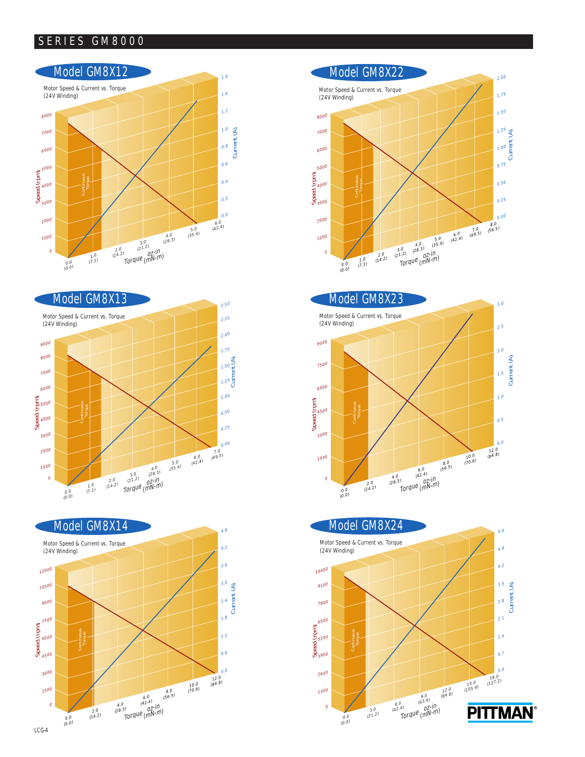## SERIES GM8000

### Model GM8X12

Motor Speed & Current vs. Torque
(24V Winding)

Speed (rpm): 0, 1000, 2000, 3000, 4000, 5000, 6000, 7000, 8000

Current (A): 0.0, 0.2, 0.4, 0.6, 0.8, 1.0, 1.2, 1.4, 1.6

Continuous Torque

Torque oz·in (mN·m): 0.0 (0.0), 1.0 (7.1), 2.0 (14.2), 3.0 (21.2), 4.0 (28.3), 5.0 (35.4), 6.0 (42.4)

### Model GM8X22

Motor Speed & Current vs. Torque
(24V Winding)

Speed (rpm): 0, 1000, 2000, 3000, 4000, 5000, 6000, 7000, 8000

Current (A): 0.00, 0.25, 0.50, 0.75, 1.00, 1.25, 1.50, 1.75, 2.00

Continuous Torque

Torque oz·in (mN·m): 0.0 (0.0), 1.0 (7.1), 2.0 (14.2), 3.0 (21.2), 4.0 (28.3), 5.0 (35.4), 6.0 (42.4), 7.0 (49.5), 8.0 (56.5)

### Model GM8X13

Motor Speed & Current vs. Torque
(24V Winding)

Speed (rpm): 0, 1000, 2000, 3000, 4000, 5000, 6000, 7000, 8000, 9000

Current (A): 0.00, 0.25, 0.50, 1.00, 1.25, 1.50, 1.75, 2.00, 2.25, 2.50

Continuous Torque

Torque oz·in (mN·m): 0.0 (0.0), 1.0 (7.1), 2.0 (14.2), 3.0 (21.2), 4.0 (28.3), 5.0 (35.4), 6.0 (42.4), 7.0 (49.5)

### Model GM8X23

Motor Speed & Current vs. Torque
(24V Winding)

Speed (rpm): 0, 1500, 3000, 4500, 6000, 7500, 9000

Current (A): 0.0, 0.5, 1.0, 1.5, 2.0, 2.5, 3.0

Continuous Torque

Torque oz·in (mN·m): 0.0 (0.0), 2.0 (14.2), 4.0 (28.3), 6.0 (42.4), 8.0 (56.5), 10.0 (70.6), 12.0 (84.8)

### Model GM8X14

Motor Speed & Current vs. Torque
(24V Winding)

Speed (rpm): 0, 1500, 3000, 4500, 6000, 7500, 9000, 10500, 12000

Current (A): 0.0, 0.6, 1.2, 1.8, 2.4, 3.0, 3.6, 4.2, 4.8

Continuous Torque

Torque oz·in (mN·m): 0.0 (0.0), 2.0 (14.2), 4.0 (28.3), 6.0 (42.4), 8.0 (56.5), 10.0 (70.6), 12.0 (84.8)

### Model GM8X24

Motor Speed & Current vs. Torque
(24V Winding)

Speed (rpm): 0, 1300, 2600, 3900, 5200, 6500, 7800, 9100, 10400

Current (A): 0.0, 0.7, 1.4, 2.1, 2.8, 3.5, 4.2, 4.9, 5.6

Continuous Torque

Torque oz·in (mN·m): 0.0 (0.0), 3.0 (21.2), 6.0 (42.4), 9.0 (63.6), 12.0 (84.8), 15.0 (105.9), 18.0 (127.2)

PITTMAN®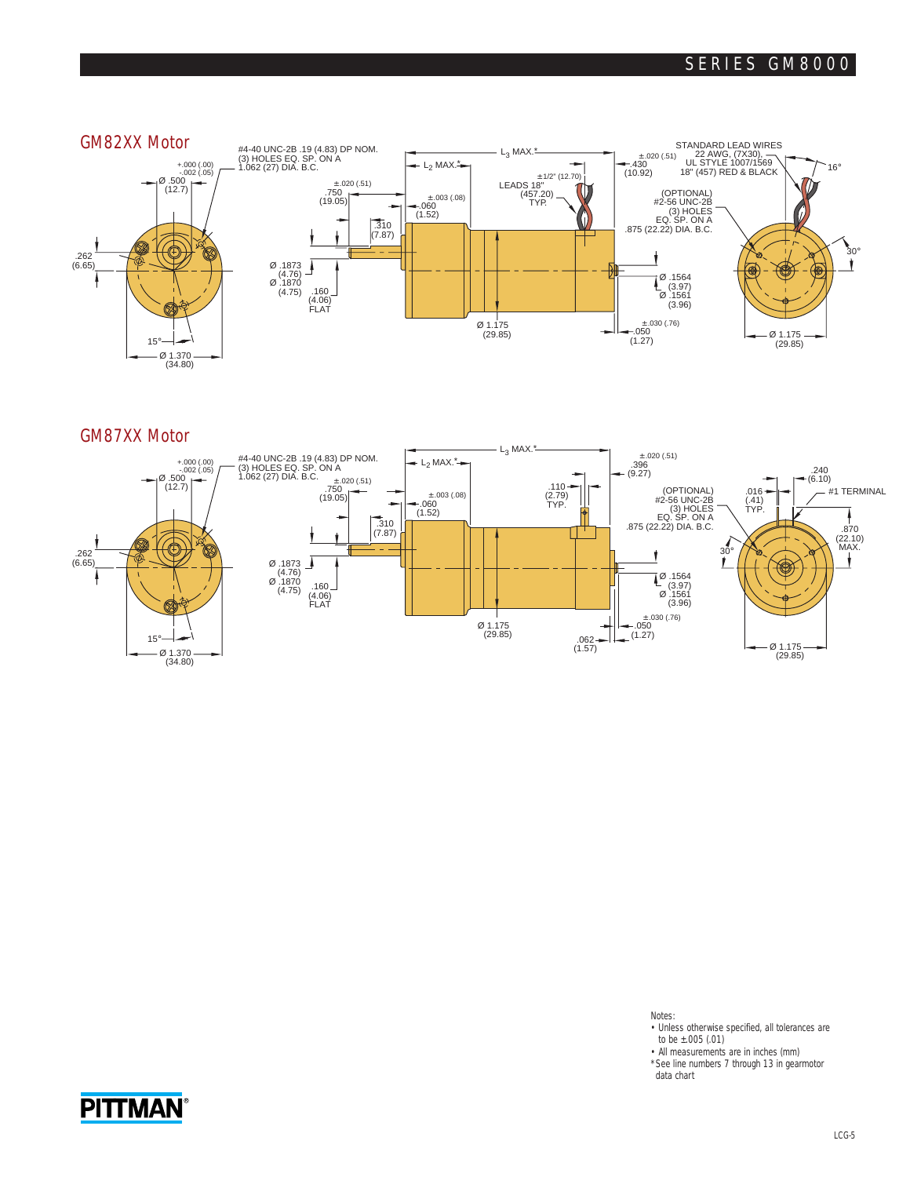## GM82XX Motor

#4-40 UNC-2B .19 (4.83) DP NOM.
(3) HOLES EQ. SP. ON A
1.062 (27) DIA. B.C.

+.000 (.00)
-.002 (.05)
Ø .500
(12.7)

.262
(6.65)

15°

Ø 1.370
(34.80)

±.020 (.51)
.750
(19.05)

.310
(7.87)

±.003 (.08)
.060
(1.52)

Ø .1873
(4.76)
Ø .1870
(4.75)

.160
(4.06)
FLAT

$L_2$ MAX.*

$L_3$ MAX.*

±1/2" (12.70)
LEADS 18"
(457.20)
TYP.

Ø 1.175
(29.85)

±.020 (.51)
.430
(10.92)

STANDARD LEAD WIRES
22 AWG, (7X30),
UL STYLE 1007/1569
18" (457) RED & BLACK

16°

(OPTIONAL)
#2-56 UNC-2B
(3) HOLES
EQ. SP. ON A
.875 (22.22) DIA. B.C.

Ø .1564
(3.97)
Ø .1561
(3.96)

±.030 (.76)
.050
(1.27)

30°

Ø 1.175
(29.85)

## GM87XX Motor

#4-40 UNC-2B .19 (4.83) DP NOM.
(3) HOLES EQ. SP. ON A
1.062 (27) DIA. B.C.

+.000 (.00)
-.002 (.05)
Ø .500
(12.7)

.262
(6.65)

15°

Ø 1.370
(34.80)

±.020 (.51)
.750
(19.05)

.310
(7.87)

±.003 (.08)
.060
(1.52)

Ø .1873
(4.76)
Ø .1870
(4.75)

.160
(4.06)
FLAT

$L_2$ MAX.*

$L_3$ MAX.*

.110
(2.79)
TYP.

Ø 1.175
(29.85)

.062
(1.57)

±.020 (.51)
.396
(9.27)

(OPTIONAL)
#2-56 UNC-2B
(3) HOLES
EQ. SP. ON A
.875 (22.22) DIA. B.C.

Ø .1564
(3.97)
Ø .1561
(3.96)

±.030 (.76)
.050
(1.27)

.240
(6.10)

.016
(.41)
TYP.

#1 TERMINAL

30°

.870
(22.10)
MAX.

Ø 1.175
(29.85)

Notes:
- Unless otherwise specified, all tolerances are to be ±.005 (.01)
- All measurements are in inches (mm)

*See line numbers 7 through 13 in gearmotor data chart

PITTMAN®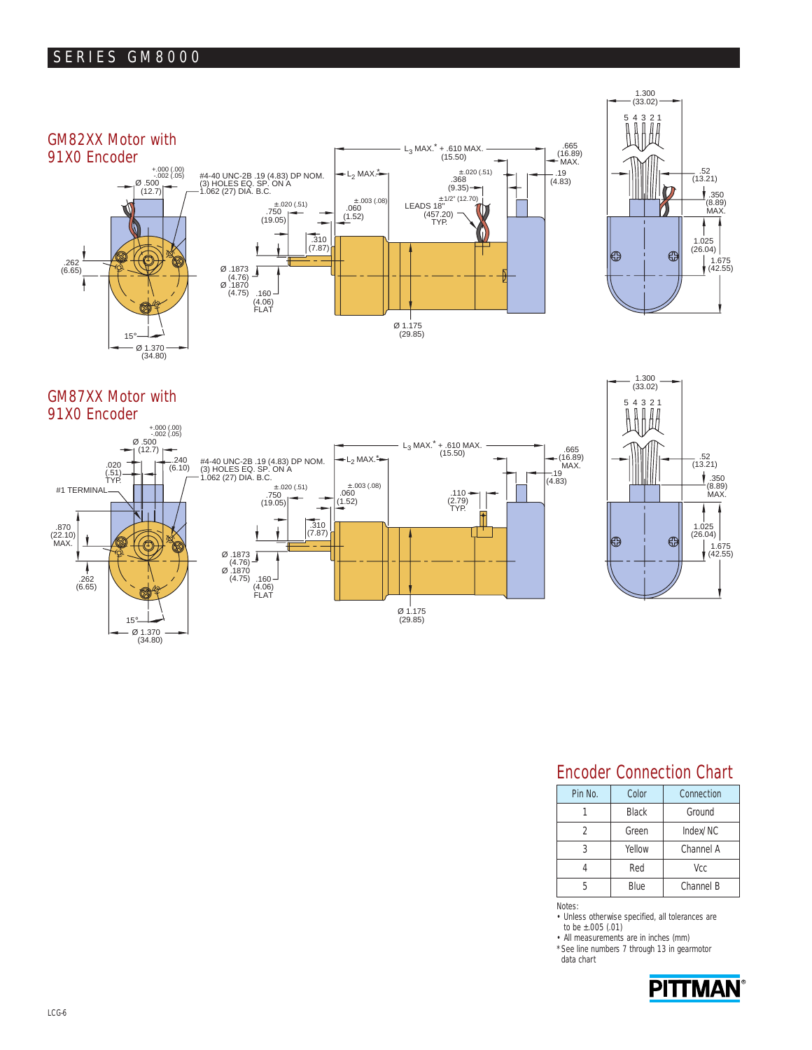## GM82XX Motor with 91X0 Encoder

+.000 (.00) -.002 (.05)
Ø .500 (12.7)

#4-40 UNC-2B .19 (4.83) DP NOM.
(3) HOLES EQ. SP. ON A
1.062 (27) DIA. B.C.

$L_3$ MAX.* + .610 MAX. (15.50)

$L_2$ MAX.*

.665 (16.89) MAX.

±.020 (.51) .368 (9.35)

.19 (4.83)

±.020 (.51) .750 (19.05)

±.003 (.08) .060 (1.52)

±1/2" (12.70) LEADS 18" (457.20) TYP.

.310 (7.87)

.262 (6.65)

Ø .1873 (4.76)
Ø .1870 (4.75)
.160 (4.06) FLAT

Ø 1.175 (29.85)

15°

Ø 1.370 (34.80)

1.300 (33.02)

5 4 3 2 1

.52 (13.21)

.350 (8.89) MAX.

1.025 (26.04)

1.675 (42.55)

## GM87XX Motor with 91X0 Encoder

+.000 (.00) -.002 (.05)
Ø .500 (12.7)

.240 (6.10)

.020 (.51) TYP.

#1 TERMINAL

#4-40 UNC-2B .19 (4.83) DP NOM.
(3) HOLES EQ. SP. ON A
1.062 (27) DIA. B.C.

$L_3$ MAX.* + .610 MAX. (15.50)

$L_2$ MAX.*

.665 (16.89) MAX.

.19 (4.83)

±.020 (.51) .750 (19.05)

±.003 (.08) .060 (1.52)

.110 (2.79) TYP.

.310 (7.87)

.870 (22.10) MAX.

.262 (6.65)

Ø .1873 (4.76)
Ø .1870 (4.75)
.160 (4.06) FLAT

Ø 1.175 (29.85)

15°

Ø 1.370 (34.80)

1.300 (33.02)

5 4 3 2 1

.52 (13.21)

.350 (8.89) MAX.

1.025 (26.04)

1.675 (42.55)

## Encoder Connection Chart

| Pin No. | Color | Connection |
|---|---|---|
| 1 | Black | Ground |
| 2 | Green | Index/ NC |
| 3 | Yellow | Channel A |
| 4 | Red | Vcc |
| 5 | Blue | Channel B |

Notes:
- Unless otherwise specified, all tolerances are to be ±.005 (.01)
- All measurements are in inches (mm)

*See line numbers 7 through 13 in gearmotor data chart

PITTMAN®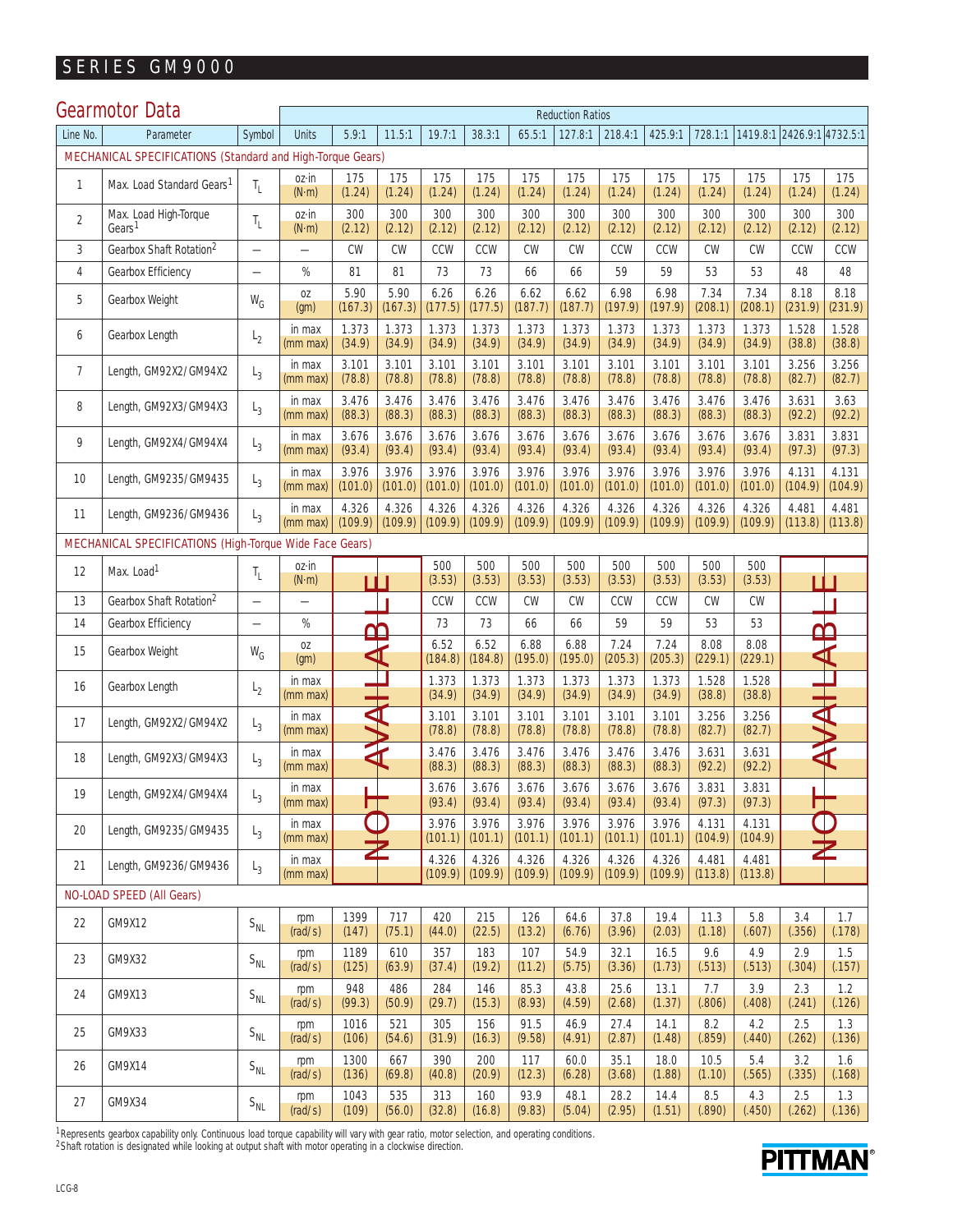# SERIES GM9000

## Gearmotor Data

| Line No. | Parameter | Symbol | Units | 5.9:1 | 11.5:1 | 19.7:1 | 38.3:1 | 65.5:1 | 127.8:1 | 218.4:1 | 425.9:1 | 728.1:1 | 1419.8:1 | 2426.9:1 | 4732.5:1 |
|---|---|---|---|---|---|---|---|---|---|---|---|---|---|---|---|
| | | | | Reduction Ratios | | | | | | | | | | | |
| **MECHANICAL SPECIFICATIONS (Standard and High-Torque Gears)** | | | | | | | | | | | | | | | |
| 1 | Max. Load Standard Gears[1] | $T_L$ | oz·in (N·m) | 175 (1.24) | 175 (1.24) | 175 (1.24) | 175 (1.24) | 175 (1.24) | 175 (1.24) | 175 (1.24) | 175 (1.24) | 175 (1.24) | 175 (1.24) | 175 (1.24) | 175 (1.24) |
| 2 | Max. Load High-Torque Gears[1] | $T_L$ | oz·in (N·m) | 300 (2.12) | 300 (2.12) | 300 (2.12) | 300 (2.12) | 300 (2.12) | 300 (2.12) | 300 (2.12) | 300 (2.12) | 300 (2.12) | 300 (2.12) | 300 (2.12) | 300 (2.12) |
| 3 | Gearbox Shaft Rotation[2] | — | — | CW | CW | CCW | CCW | CW | CW | CCW | CCW | CW | CW | CCW | CCW |
| 4 | Gearbox Efficiency | — | % | 81 | 81 | 73 | 73 | 66 | 66 | 59 | 59 | 53 | 53 | 48 | 48 |
| 5 | Gearbox Weight | $W_G$ | oz (gm) | 5.90 (167.3) | 5.90 (167.3) | 6.26 (177.5) | 6.26 (177.5) | 6.62 (187.7) | 6.62 (187.7) | 6.98 (197.9) | 6.98 (197.9) | 7.34 (208.1) | 7.34 (208.1) | 8.18 (231.9) | 8.18 (231.9) |
| 6 | Gearbox Length | $L_2$ | in max (mm max) | 1.373 (34.9) | 1.373 (34.9) | 1.373 (34.9) | 1.373 (34.9) | 1.373 (34.9) | 1.373 (34.9) | 1.373 (34.9) | 1.373 (34.9) | 1.373 (34.9) | 1.373 (34.9) | 1.528 (38.8) | 1.528 (38.8) |
| 7 | Length, GM92X2/GM94X2 | $L_3$ | in max (mm max) | 3.101 (78.8) | 3.101 (78.8) | 3.101 (78.8) | 3.101 (78.8) | 3.101 (78.8) | 3.101 (78.8) | 3.101 (78.8) | 3.101 (78.8) | 3.101 (78.8) | 3.101 (78.8) | 3.256 (82.7) | 3.256 (82.7) |
| 8 | Length, GM92X3/GM94X3 | $L_3$ | in max (mm max) | 3.476 (88.3) | 3.476 (88.3) | 3.476 (88.3) | 3.476 (88.3) | 3.476 (88.3) | 3.476 (88.3) | 3.476 (88.3) | 3.476 (88.3) | 3.476 (88.3) | 3.476 (88.3) | 3.631 (92.2) | 3.63 (92.2) |
| 9 | Length, GM92X4/GM94X4 | $L_3$ | in max (mm max) | 3.676 (93.4) | 3.676 (93.4) | 3.676 (93.4) | 3.676 (93.4) | 3.676 (93.4) | 3.676 (93.4) | 3.676 (93.4) | 3.676 (93.4) | 3.676 (93.4) | 3.676 (93.4) | 3.831 (97.3) | 3.831 (97.3) |
| 10 | Length, GM9235/GM9435 | $L_3$ | in max (mm max) | 3.976 (101.0) | 3.976 (101.0) | 3.976 (101.0) | 3.976 (101.0) | 3.976 (101.0) | 3.976 (101.0) | 3.976 (101.0) | 3.976 (101.0) | 3.976 (101.0) | 3.976 (101.0) | 4.131 (104.9) | 4.131 (104.9) |
| 11 | Length, GM9236/GM9436 | $L_3$ | in max (mm max) | 4.326 (109.9) | 4.326 (109.9) | 4.326 (109.9) | 4.326 (109.9) | 4.326 (109.9) | 4.326 (109.9) | 4.326 (109.9) | 4.326 (109.9) | 4.326 (109.9) | 4.326 (109.9) | 4.481 (113.8) | 4.481 (113.8) |
| **MECHANICAL SPECIFICATIONS (High-Torque Wide Face Gears)** | | | | | | | | | | | | | | | |
| 12 | Max. Load[1] | $T_L$ | oz·in (N·m) | NOT AVAILABLE | NOT AVAILABLE | 500 (3.53) | 500 (3.53) | 500 (3.53) | 500 (3.53) | 500 (3.53) | 500 (3.53) | 500 (3.53) | 500 (3.53) | NOT AVAILABLE | NOT AVAILABLE |
| 13 | Gearbox Shaft Rotation[2] | — | — | | | CCW | CCW | CW | CW | CCW | CCW | CW | CW | | |
| 14 | Gearbox Efficiency | — | % | | | 73 | 73 | 66 | 66 | 59 | 59 | 53 | 53 | | |
| 15 | Gearbox Weight | $W_G$ | oz (gm) | | | 6.52 (184.8) | 6.52 (184.8) | 6.88 (195.0) | 6.88 (195.0) | 7.24 (205.3) | 7.24 (205.3) | 8.08 (229.1) | 8.08 (229.1) | | |
| 16 | Gearbox Length | $L_2$ | in max (mm max) | | | 1.373 (34.9) | 1.373 (34.9) | 1.373 (34.9) | 1.373 (34.9) | 1.373 (34.9) | 1.373 (34.9) | 1.528 (38.8) | 1.528 (38.8) | | |
| 17 | Length, GM92X2/GM94X2 | $L_3$ | in max (mm max) | | | 3.101 (78.8) | 3.101 (78.8) | 3.101 (78.8) | 3.101 (78.8) | 3.101 (78.8) | 3.101 (78.8) | 3.256 (82.7) | 3.256 (82.7) | | |
| 18 | Length, GM92X3/GM94X3 | $L_3$ | in max (mm max) | | | 3.476 (88.3) | 3.476 (88.3) | 3.476 (88.3) | 3.476 (88.3) | 3.476 (88.3) | 3.476 (88.3) | 3.631 (92.2) | 3.631 (92.2) | | |
| 19 | Length, GM92X4/GM94X4 | $L_3$ | in max (mm max) | | | 3.676 (93.4) | 3.676 (93.4) | 3.676 (93.4) | 3.676 (93.4) | 3.676 (93.4) | 3.676 (93.4) | 3.831 (97.3) | 3.831 (97.3) | | |
| 20 | Length, GM9235/GM9435 | $L_3$ | in max (mm max) | | | 3.976 (101.1) | 3.976 (101.1) | 3.976 (101.1) | 3.976 (101.1) | 3.976 (101.1) | 3.976 (101.1) | 4.131 (104.9) | 4.131 (104.9) | | |
| 21 | Length, GM9236/GM9436 | $L_3$ | in max (mm max) | | | 4.326 (109.9) | 4.326 (109.9) | 4.326 (109.9) | 4.326 (109.9) | 4.326 (109.9) | 4.326 (109.9) | 4.481 (113.8) | 4.481 (113.8) | | |
| **NO-LOAD SPEED (All Gears)** | | | | | | | | | | | | | | | |
| 22 | GM9X12 | $S_{NL}$ | rpm (rad/s) | 1399 (147) | 717 (75.1) | 420 (44.0) | 215 (22.5) | 126 (13.2) | 64.6 (6.76) | 37.8 (3.96) | 19.4 (2.03) | 11.3 (1.18) | 5.8 (.607) | 3.4 (.356) | 1.7 (.178) |
| 23 | GM9X32 | $S_{NL}$ | rpm (rad/s) | 1189 (125) | 610 (63.9) | 357 (37.4) | 183 (19.2) | 107 (11.2) | 54.9 (5.75) | 32.1 (3.36) | 16.5 (1.73) | 9.6 (.513) | 4.9 (.513) | 2.9 (.304) | 1.5 (.157) |
| 24 | GM9X13 | $S_{NL}$ | rpm (rad/s) | 948 (99.3) | 486 (50.9) | 284 (29.7) | 146 (15.3) | 85.3 (8.93) | 43.8 (4.59) | 25.6 (2.68) | 13.1 (1.37) | 7.7 (.806) | 3.9 (.408) | 2.3 (.241) | 1.2 (.126) |
| 25 | GM9X33 | $S_{NL}$ | rpm (rad/s) | 1016 (106) | 521 (54.6) | 305 (31.9) | 156 (16.3) | 91.5 (9.58) | 46.9 (4.91) | 27.4 (2.87) | 14.1 (1.48) | 8.2 (.859) | 4.2 (.440) | 2.5 (.262) | 1.3 (.136) |
| 26 | GM9X14 | $S_{NL}$ | rpm (rad/s) | 1300 (136) | 667 (69.8) | 390 (40.8) | 200 (20.9) | 117 (12.3) | 60.0 (6.28) | 35.1 (3.68) | 18.0 (1.88) | 10.5 (1.10) | 5.4 (.565) | 3.2 (.335) | 1.6 (.168) |
| 27 | GM9X34 | $S_{NL}$ | rpm (rad/s) | 1043 (109) | 535 (56.0) | 313 (32.8) | 160 (16.8) | 93.9 (9.83) | 48.1 (5.04) | 28.2 (2.95) | 14.4 (1.51) | 8.5 (.890) | 4.3 (.450) | 2.5 (.262) | 1.3 (.136) |

[1] Represents gearbox capability only. Continuous load torque capability will vary with gear ratio, motor selection, and operating conditions.
[2] Shaft rotation is designated while looking at output shaft with motor operating in a clockwise direction.

PITTMAN®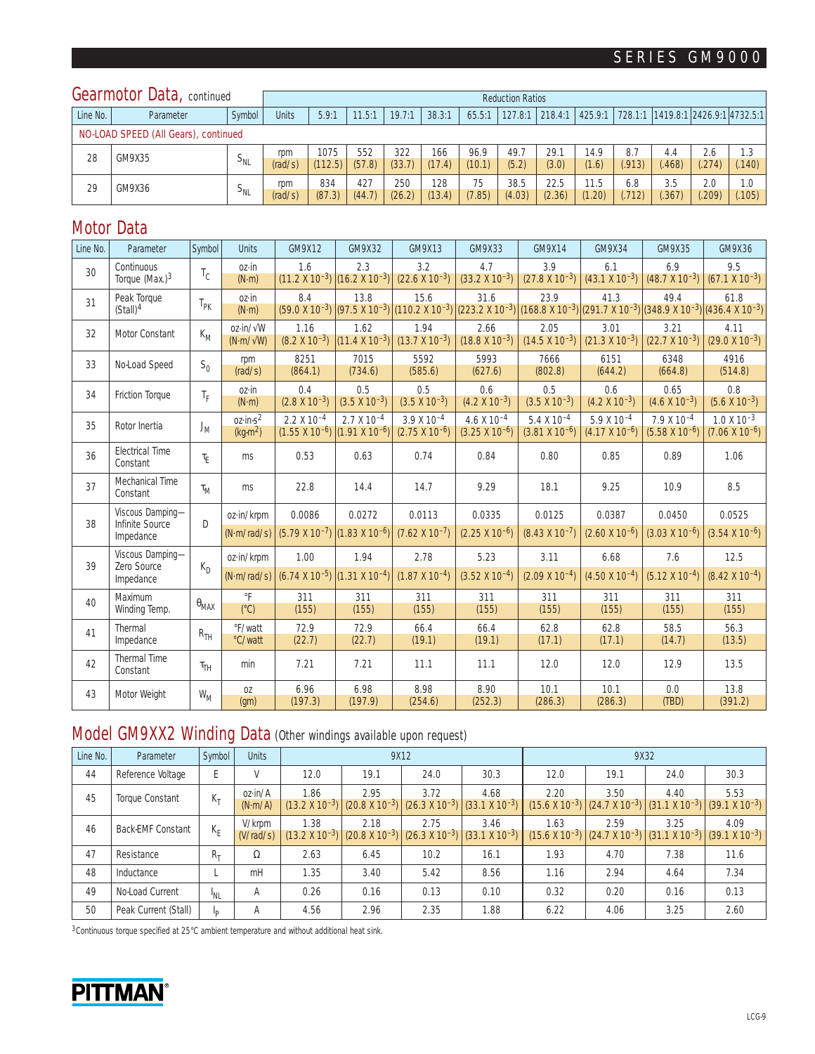## Gearmotor Data, continued

| Line No. | Parameter | Symbol | Units | Reduction Ratios | | | | | | | | | | | | |
|---|---|---|---|---|---|---|---|---|---|---|---|---|---|---|---|---|
| | | | | 5.9:1 | 11.5:1 | 19.7:1 | 38.3:1 | 65.5:1 | 127.8:1 | 218.4:1 | 425.9:1 | 728.1:1 | 1419.8:1 | 2426.9:1 | 4732.5:1 | |
| NO-LOAD SPEED (All Gears), continued | | | | | | | | | | | | | | | | |
| 28 | GM9X35 | $S_{NL}$ | rpm (rad/s) | 1075 (112.5) | 552 (57.8) | 322 (33.7) | 166 (17.4) | 96.9 (10.1) | 49.7 (5.2) | 29.1 (3.0) | 14.9 (1.6) | 8.7 (.913) | 4.4 (.468) | 2.6 (.274) | 1.3 (.140) | |
| 29 | GM9X36 | $S_{NL}$ | rpm (rad/s) | 834 (87.3) | 427 (44.7) | 250 (26.2) | 128 (13.4) | 75 (7.85) | 38.5 (4.03) | 22.5 (2.36) | 11.5 (1.20) | 6.8 (.712) | 3.5 (.367) | 2.0 (.209) | 1.0 (.105) | |

## Motor Data

| Line No. | Parameter | Symbol | Units | GM9X12 | GM9X32 | GM9X13 | GM9X33 | GM9X14 | GM9X34 | GM9X35 | GM9X36 |
|---|---|---|---|---|---|---|---|---|---|---|---|
| 30 | Continuous Torque (Max.)[3] | $T_C$ | oz·in (N·m) | 1.6 ($11.2 \times 10^{-3}$) | 2.3 ($16.2 \times 10^{-3}$) | 3.2 ($22.6 \times 10^{-3}$) | 4.7 ($33.2 \times 10^{-3}$) | 3.9 ($27.8 \times 10^{-3}$) | 6.1 ($43.1 \times 10^{-3}$) | 6.9 ($48.7 \times 10^{-3}$) | 9.5 ($67.1 \times 10^{-3}$) |
| 31 | Peak Torque (Stall)[4] | $T_{PK}$ | oz·in (N·m) | 8.4 ($59.0 \times 10^{-3}$) | 13.8 ($97.5 \times 10^{-3}$) | 15.6 ($110.2 \times 10^{-3}$) | 31.6 ($223.2 \times 10^{-3}$) | 23.9 ($168.8 \times 10^{-3}$) | 41.3 ($291.7 \times 10^{-3}$) | 49.4 ($348.9 \times 10^{-3}$) | 61.8 ($436.4 \times 10^{-3}$) |
| 32 | Motor Constant | $K_M$ | oz·in/√W (N·m/√W) | 1.16 ($8.2 \times 10^{-3}$) | 1.62 ($11.4 \times 10^{-3}$) | 1.94 ($13.7 \times 10^{-3}$) | 2.66 ($18.8 \times 10^{-3}$) | 2.05 ($14.5 \times 10^{-3}$) | 3.01 ($21.3 \times 10^{-3}$) | 3.21 ($22.7 \times 10^{-3}$) | 4.11 ($29.0 \times 10^{-3}$) |
| 33 | No-Load Speed | $S_0$ | rpm (rad/s) | 8251 (864.1) | 7015 (734.6) | 5592 (585.6) | 5993 (627.6) | 7666 (802.8) | 6151 (644.2) | 6348 (664.8) | 4916 (514.8) |
| 34 | Friction Torque | $T_F$ | oz·in (N·m) | 0.4 ($2.8 \times 10^{-3}$) | 0.5 ($3.5 \times 10^{-3}$) | 0.5 ($3.5 \times 10^{-3}$) | 0.6 ($4.2 \times 10^{-3}$) | 0.5 ($3.5 \times 10^{-3}$) | 0.6 ($4.2 \times 10^{-3}$) | 0.65 ($4.6 \times 10^{-3}$) | 0.8 ($5.6 \times 10^{-3}$) |
| 35 | Rotor Inertia | $J_M$ | oz·in·s² (kg·m²) | $2.2 \times 10^{-4}$ ($1.55 \times 10^{-6}$) | $2.7 \times 10^{-4}$ ($1.91 \times 10^{-6}$) | $3.9 \times 10^{-4}$ ($2.75 \times 10^{-6}$) | $4.6 \times 10^{-4}$ ($3.25 \times 10^{-6}$) | $5.4 \times 10^{-4}$ ($3.81 \times 10^{-6}$) | $5.9 \times 10^{-4}$ ($4.17 \times 10^{-6}$) | $7.9 \times 10^{-4}$ ($5.58 \times 10^{-6}$) | $1.0 \times 10^{-3}$ ($7.06 \times 10^{-6}$) |
| 36 | Electrical Time Constant | $\tau_E$ | ms | 0.53 | 0.63 | 0.74 | 0.84 | 0.80 | 0.85 | 0.89 | 1.06 |
| 37 | Mechanical Time Constant | $\tau_M$ | ms | 22.8 | 14.4 | 14.7 | 9.29 | 18.1 | 9.25 | 10.9 | 8.5 |
| 38 | Viscous Damping—Infinite Source Impedance | D | oz·in/krpm | 0.0086 | 0.0272 | 0.0113 | 0.0335 | 0.0125 | 0.0387 | 0.0450 | 0.0525 |
| | | | (N·m/rad/s) | ($5.79 \times 10^{-7}$) | ($1.83 \times 10^{-6}$) | ($7.62 \times 10^{-7}$) | ($2.25 \times 10^{-6}$) | ($8.43 \times 10^{-7}$) | ($2.60 \times 10^{-6}$) | ($3.03 \times 10^{-6}$) | ($3.54 \times 10^{-6}$) |
| 39 | Viscous Damping—Zero Source Impedance | $K_D$ | oz·in/krpm | 1.00 | 1.94 | 2.78 | 5.23 | 3.11 | 6.68 | 7.6 | 12.5 |
| | | | (N·m/rad/s) | ($6.74 \times 10^{-5}$) | ($1.31 \times 10^{-4}$) | ($1.87 \times 10^{-4}$) | ($3.52 \times 10^{-4}$) | ($2.09 \times 10^{-4}$) | ($4.50 \times 10^{-4}$) | ($5.12 \times 10^{-4}$) | ($8.42 \times 10^{-4}$) |
| 40 | Maximum Winding Temp. | $\theta_{MAX}$ | °F (°C) | 311 (155) | 311 (155) | 311 (155) | 311 (155) | 311 (155) | 311 (155) | 311 (155) | 311 (155) |
| 41 | Thermal Impedance | $R_{TH}$ | °F/watt (°C/watt) | 72.9 (22.7) | 72.9 (22.7) | 66.4 (19.1) | 66.4 (19.1) | 62.8 (17.1) | 62.8 (17.1) | 58.5 (14.7) | 56.3 (13.5) |
| 42 | Thermal Time Constant | $\tau_{TH}$ | min | 7.21 | 7.21 | 11.1 | 11.1 | 12.0 | 12.0 | 12.9 | 13.5 |
| 43 | Motor Weight | $W_M$ | oz (gm) | 6.96 (197.3) | 6.98 (197.9) | 8.98 (254.6) | 8.90 (252.3) | 10.1 (286.3) | 10.1 (286.3) | 0.0 (TBD) | 13.8 (391.2) |

## Model GM9XX2 Winding Data (Other windings available upon request)

| Line No. | Parameter | Symbol | Units | 9X12 | | | | 9X32 | | | |
|---|---|---|---|---|---|---|---|---|---|---|---|
| 44 | Reference Voltage | E | V | 12.0 | 19.1 | 24.0 | 30.3 | 12.0 | 19.1 | 24.0 | 30.3 |
| 45 | Torque Constant | $K_T$ | oz·in/A (N·m/A) | 1.86 ($13.2 \times 10^{-3}$) | 2.95 ($20.8 \times 10^{-3}$) | 3.72 ($26.3 \times 10^{-3}$) | 4.68 ($33.1 \times 10^{-3}$) | 2.20 ($15.6 \times 10^{-3}$) | 3.50 ($24.7 \times 10^{-3}$) | 4.40 ($31.1 \times 10^{-3}$) | 5.53 ($39.1 \times 10^{-3}$) |
| 46 | Back-EMF Constant | $K_E$ | V/krpm (V/rad/s) | 1.38 ($13.2 \times 10^{-3}$) | 2.18 ($20.8 \times 10^{-3}$) | 2.75 ($26.3 \times 10^{-3}$) | 3.46 ($33.1 \times 10^{-3}$) | 1.63 ($15.6 \times 10^{-3}$) | 2.59 ($24.7 \times 10^{-3}$) | 3.25 ($31.1 \times 10^{-3}$) | 4.09 ($39.1 \times 10^{-3}$) |
| 47 | Resistance | $R_T$ | Ω | 2.63 | 6.45 | 10.2 | 16.1 | 1.93 | 4.70 | 7.38 | 11.6 |
| 48 | Inductance | L | mH | 1.35 | 3.40 | 5.42 | 8.56 | 1.16 | 2.94 | 4.64 | 7.34 |
| 49 | No-Load Current | $I_{NL}$ | A | 0.26 | 0.16 | 0.13 | 0.10 | 0.32 | 0.20 | 0.16 | 0.13 |
| 50 | Peak Current (Stall) | $I_P$ | A | 4.56 | 2.96 | 2.35 | 1.88 | 6.22 | 4.06 | 3.25 | 2.60 |

[3] Continuous torque specified at 25°C ambient temperature and without additional heat sink.

PITTMAN®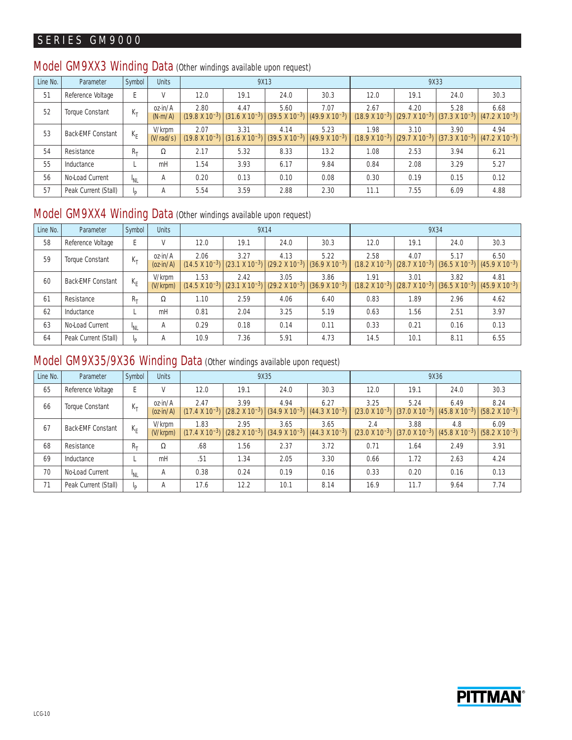## Model GM9XX3 Winding Data (Other windings available upon request)

| Line No. | Parameter | Symbol | Units | 9X13 | | | | 9X33 | | | |
|---|---|---|---|---|---|---|---|---|---|---|---|
| 51 | Reference Voltage | E | V | 12.0 | 19.1 | 24.0 | 30.3 | 12.0 | 19.1 | 24.0 | 30.3 |
| 52 | Torque Constant | $K_T$ | oz·in/A (N·m/A) | 2.80 ($19.8 \times 10^{-3}$) | 4.47 ($31.6 \times 10^{-3}$) | 5.60 ($39.5 \times 10^{-3}$) | 7.07 ($49.9 \times 10^{-3}$) | 2.67 ($18.9 \times 10^{-3}$) | 4.20 ($29.7 \times 10^{-3}$) | 5.28 ($37.3 \times 10^{-3}$) | 6.68 ($47.2 \times 10^{-3}$) |
| 53 | Back-EMF Constant | $K_E$ | V/krpm (V/rad/s) | 2.07 ($19.8 \times 10^{-3}$) | 3.31 ($31.6 \times 10^{-3}$) | 4.14 ($39.5 \times 10^{-3}$) | 5.23 ($49.9 \times 10^{-3}$) | 1.98 ($18.9 \times 10^{-3}$) | 3.10 ($29.7 \times 10^{-3}$) | 3.90 ($37.3 \times 10^{-3}$) | 4.94 ($47.2 \times 10^{-3}$) |
| 54 | Resistance | $R_T$ | Ω | 2.17 | 5.32 | 8.33 | 13.2 | 1.08 | 2.53 | 3.94 | 6.21 |
| 55 | Inductance | L | mH | 1.54 | 3.93 | 6.17 | 9.84 | 0.84 | 2.08 | 3.29 | 5.27 |
| 56 | No-Load Current | $I_{NL}$ | A | 0.20 | 0.13 | 0.10 | 0.08 | 0.30 | 0.19 | 0.15 | 0.12 |
| 57 | Peak Current (Stall) | $I_P$ | A | 5.54 | 3.59 | 2.88 | 2.30 | 11.1 | 7.55 | 6.09 | 4.88 |

## Model GM9XX4 Winding Data (Other windings available upon request)

| Line No. | Parameter | Symbol | Units | 9X14 | | | | 9X34 | | | |
|---|---|---|---|---|---|---|---|---|---|---|---|
| 58 | Reference Voltage | E | V | 12.0 | 19.1 | 24.0 | 30.3 | 12.0 | 19.1 | 24.0 | 30.3 |
| 59 | Torque Constant | $K_T$ | oz·in/A (oz·in/A) | 2.06 ($14.5 \times 10^{-3}$) | 3.27 ($23.1 \times 10^{-3}$) | 4.13 ($29.2 \times 10^{-3}$) | 5.22 ($36.9 \times 10^{-3}$) | 2.58 ($18.2 \times 10^{-3}$) | 4.07 ($28.7 \times 10^{-3}$) | 5.17 ($36.5 \times 10^{-3}$) | 6.50 ($45.9 \times 10^{-3}$) |
| 60 | Back-EMF Constant | $K_E$ | V/krpm (V/krpm) | 1.53 ($14.5 \times 10^{-3}$) | 2.42 ($23.1 \times 10^{-3}$) | 3.05 ($29.2 \times 10^{-3}$) | 3.86 ($36.9 \times 10^{-3}$) | 1.91 ($18.2 \times 10^{-3}$) | 3.01 ($28.7 \times 10^{-3}$) | 3.82 ($36.5 \times 10^{-3}$) | 4.81 ($45.9 \times 10^{-3}$) |
| 61 | Resistance | $R_T$ | Ω | 1.10 | 2.59 | 4.06 | 6.40 | 0.83 | 1.89 | 2.96 | 4.62 |
| 62 | Inductance | L | mH | 0.81 | 2.04 | 3.25 | 5.19 | 0.63 | 1.56 | 2.51 | 3.97 |
| 63 | No-Load Current | $I_{NL}$ | A | 0.29 | 0.18 | 0.14 | 0.11 | 0.33 | 0.21 | 0.16 | 0.13 |
| 64 | Peak Current (Stall) | $I_P$ | A | 10.9 | 7.36 | 5.91 | 4.73 | 14.5 | 10.1 | 8.11 | 6.55 |

## Model GM9X35/9X36 Winding Data (Other windings available upon request)

| Line No. | Parameter | Symbol | Units | 9X35 | | | | 9X36 | | | |
|---|---|---|---|---|---|---|---|---|---|---|---|
| 65 | Reference Voltage | E | V | 12.0 | 19.1 | 24.0 | 30.3 | 12.0 | 19.1 | 24.0 | 30.3 |
| 66 | Torque Constant | $K_T$ | oz·in/A (oz·in/A) | 2.47 ($17.4 \times 10^{-3}$) | 3.99 ($28.2 \times 10^{-3}$) | 4.94 ($34.9 \times 10^{-3}$) | 6.27 ($44.3 \times 10^{-3}$) | 3.25 ($23.0 \times 10^{-3}$) | 5.24 ($37.0 \times 10^{-3}$) | 6.49 ($45.8 \times 10^{-3}$) | 8.24 ($58.2 \times 10^{-3}$) |
| 67 | Back-EMF Constant | $K_E$ | V/krpm (V/krpm) | 1.83 ($17.4 \times 10^{-3}$) | 2.95 ($28.2 \times 10^{-3}$) | 3.65 ($34.9 \times 10^{-3}$) | 3.65 ($44.3 \times 10^{-3}$) | 2.4 ($23.0 \times 10^{-3}$) | 3.88 ($37.0 \times 10^{-3}$) | 4.8 ($45.8 \times 10^{-3}$) | 6.09 ($58.2 \times 10^{-3}$) |
| 68 | Resistance | $R_T$ | Ω | .68 | 1.56 | 2.37 | 3.72 | 0.71 | 1.64 | 2.49 | 3.91 |
| 69 | Inductance | L | mH | .51 | 1.34 | 2.05 | 3.30 | 0.66 | 1.72 | 2.63 | 4.24 |
| 70 | No-Load Current | $I_{NL}$ | A | 0.38 | 0.24 | 0.19 | 0.16 | 0.33 | 0.20 | 0.16 | 0.13 |
| 71 | Peak Current (Stall) | $I_P$ | A | 17.6 | 12.2 | 10.1 | 8.14 | 16.9 | 11.7 | 9.64 | 7.74 |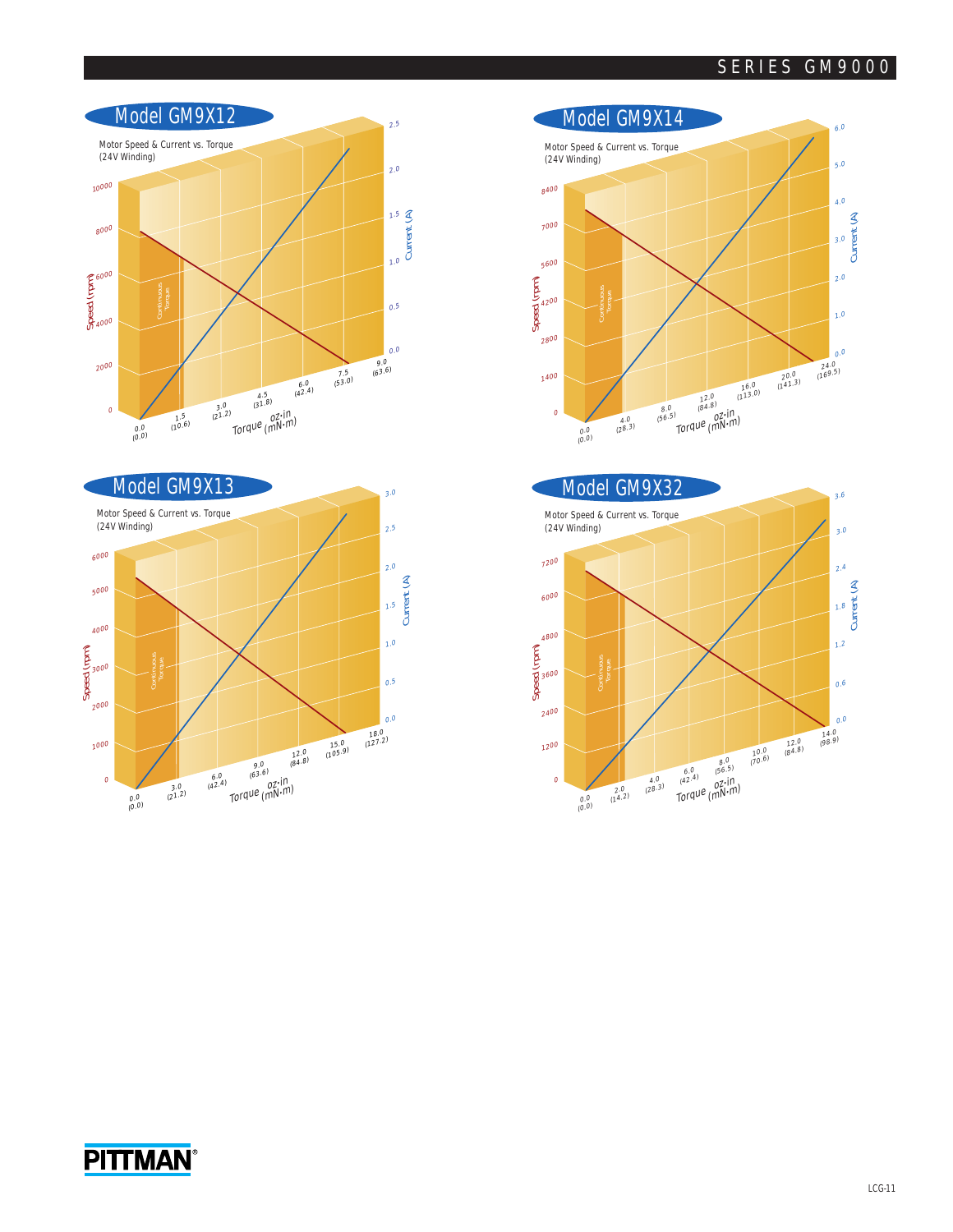## Model GM9X12

Motor Speed & Current vs. Torque
(24V Winding)

Speed (rpm): 0, 2000, 4000, 6000, 8000, 10000

Current (A): 0.0, 0.5, 1.0, 1.5, 2.0, 2.5

Torque oz·in (mN·m): 0.0 (0.0), 1.5 (10.6), 3.0 (21.2), 4.5 (31.8), 6.0 (42.4), 7.5 (53.0), 9.0 (63.6)

Continuous Torque

## Model GM9X14

Motor Speed & Current vs. Torque
(24V Winding)

Speed (rpm): 0, 1400, 2800, 4200, 5600, 7000, 8400

Current (A): 0.0, 1.0, 2.0, 3.0, 4.0, 5.0, 6.0

Torque oz·in (mN·m): 0.0 (0.0), 4.0 (28.3), 8.0 (56.5), 12.0 (84.8), 16.0 (113.0), 20.0 (141.3), 24.0 (169.5)

Continuous Torque

## Model GM9X13

Motor Speed & Current vs. Torque
(24V Winding)

Speed (rpm): 0, 1000, 2000, 3000, 4000, 5000, 6000

Current (A): 0.0, 0.5, 1.0, 1.5, 2.0, 2.5, 3.0

Torque oz·in (mN·m): 0.0 (0.0), 3.0 (21.2), 6.0 (42.4), 9.0 (63.6), 12.0 (84.8), 15.0 (105.9), 18.0 (127.2)

Continuous Torque

## Model GM9X32

Motor Speed & Current vs. Torque
(24V Winding)

Speed (rpm): 0, 1200, 2400, 3600, 4800, 6000, 7200

Current (A): 0.0, 0.6, 1.2, 1.8, 2.4, 3.0, 3.6

Torque oz·in (mN·m): 0.0 (0.0), 2.0 (14.2), 4.0 (28.3), 6.0 (42.4), 8.0 (56.5), 10.0 (70.6), 12.0 (84.8), 14.0 (98.9)

Continuous Torque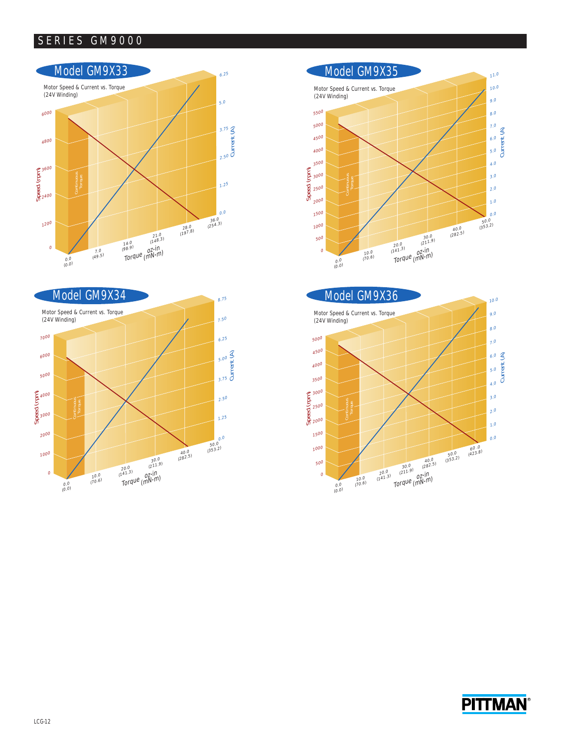## SERIES GM9000

### Model GM9X33

Motor Speed & Current vs. Torque
(24V Winding)

Speed (rpm): 0, 1200, 2400, 3600, 4800, 6000

Current (A): 0.0, 1.25, 2.50, 3.75, 5.0, 6.25

Continuous Torque

Torque oz·in (mN·m): 0.0 (0.0), 7.0 (49.5), 14.0 (98.9), 21.0 (148.3), 28.0 (197.8), 36.0 (254.3)

### Model GM9X35

Motor Speed & Current vs. Torque
(24V Winding)

Speed (rpm): 0, 500, 1000, 1500, 2000, 2500, 3000, 3500, 4000, 4500, 5000, 5500

Current (A): 0.0, 1.0, 2.0, 3.0, 4.0, 5.0, 6.0, 7.0, 8.0, 9.0, 10.0, 11.0

Continuous Torque

Torque oz·in (mN·m): 0.0 (0.0), 10.0 (70.6), 20.0 (141.3), 30.0 (211.9), 40.0 (282.5), 50.0 (353.2)

### Model GM9X34

Motor Speed & Current vs. Torque
(24V Winding)

Speed (rpm): 0, 1000, 2000, 3000, 4000, 5000, 6000, 7000

Current (A): 0.0, 1.25, 2.50, 3.75, 5.00, 6.25, 7.50, 8.75

Continuous Torque

Torque oz·in (mN·m): 0.0 (0.0), 10.0 (70.6), 20.0 (141.3), 30.0 (211.9), 40.0 (282.5), 50.0 (353.2)

### Model GM9X36

Motor Speed & Current vs. Torque
(24V Winding)

Speed (rpm): 0, 500, 1000, 1500, 2000, 2500, 3000, 3500, 4000, 4500, 5000

Current (A): 0.0, 1.0, 2.0, 3.0, 4.0, 5.0, 6.0, 7.0, 8.0, 9.0, 10.0

Continuous Torque

Torque oz·in (mN·m): 0.0 (0.0), 10.0 (70.6), 20.0 (141.3), 30.0 (211.9), 40.0 (282.5), 50.0 (353.2), 60.0 (423.8)

PITTMAN®

LCG-12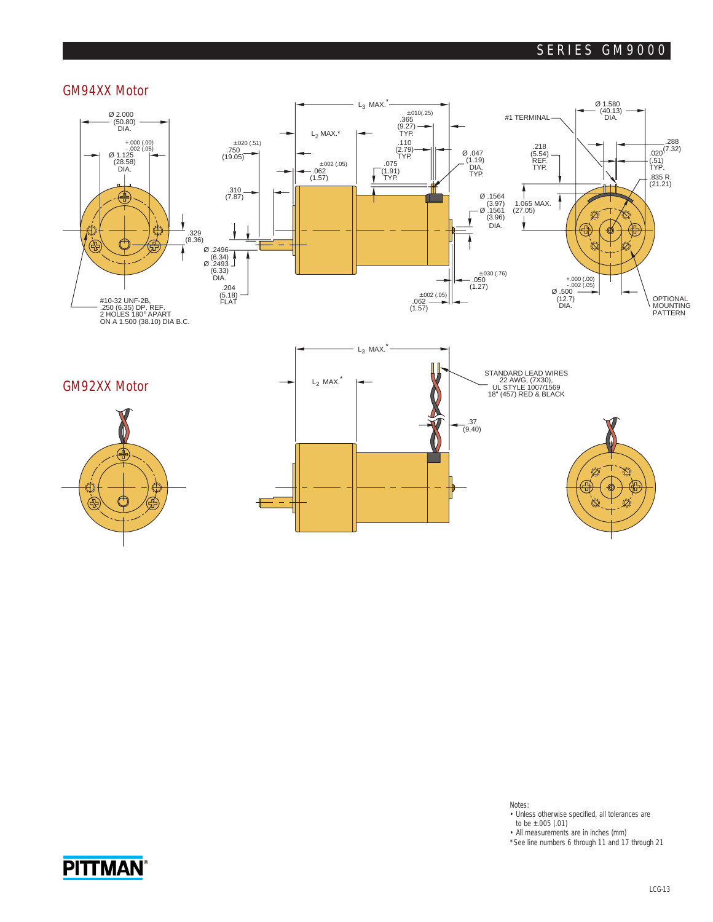## GM94XX Motor

Ø 2.000 (50.80) DIA.

+.000 (.00) -.002 (.05) Ø 1.125 (28.58) DIA.

.329 (8.36)

#10-32 UNF-2B, .250 (6.35) DP. REF. 2 HOLES 180° APART ON A 1.500 (38.10) DIA B.C.

$L_3$ MAX.*

$L_2$ MAX.*

±.020 (.51) .750 (19.05)

.310 (7.87)

±.002 (.05) .062 (1.57)

±.010(.25) .365 (9.27) TYP.

.110 (2.79) TYP.

.075 (1.91) TYP.

Ø .047 (1.19) DIA. TYP.

Ø .1564 (3.97) Ø .1561 (3.96) DIA.

Ø .2496 (6.34) Ø .2493 (6.33) DIA.

.204 (5.18) FLAT

±.030 (.76) .050 (1.27)

±.002 (.05) .062 (1.57)

Ø 1.580 (40.13) DIA.

#1 TERMINAL

.218 (5.54) REF. TYP.

.288 (7.32)

.020 (.51) TYP.

.835 R. (21.21)

1.065 MAX. (27.05)

+.000 (.00) -.002 (.05) Ø .500 (12.7) DIA.

OPTIONAL MOUNTING PATTERN

## GM92XX Motor

$L_3$ MAX.*

$L_2$ MAX.*

STANDARD LEAD WIRES 22 AWG, (7X30), UL STYLE 1007/1569 18" (457) RED & BLACK

.37 (9.40)

Notes:
- Unless otherwise specified, all tolerances are to be ±.005 (.01)
- All measurements are in inches (mm)

*See line numbers 6 through 11 and 17 through 21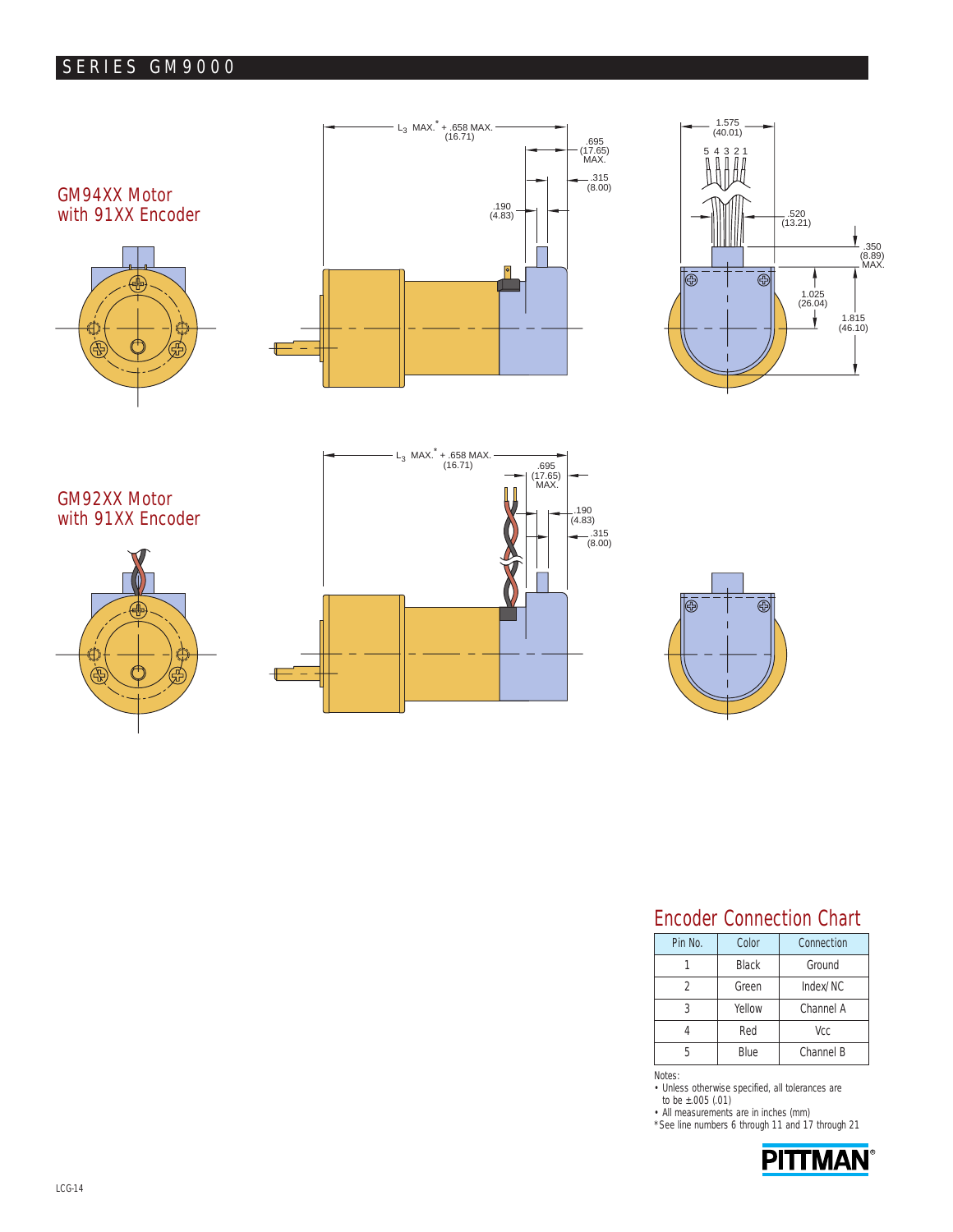## GM94XX Motor with 91XX Encoder

L3 MAX.* + .658 MAX. (16.71)

.695 (17.65) MAX.

.315 (8.00)

.190 (4.83)

1.575 (40.01)

5 4 3 2 1

.520 (13.21)

.350 (8.89) MAX.

1.025 (26.04)

1.815 (46.10)

## GM92XX Motor with 91XX Encoder

L3 MAX.* + .658 MAX. (16.71)

.695 (17.65) MAX.

.190 (4.83)

.315 (8.00)

## Encoder Connection Chart

| Pin No. | Color | Connection |
|---|---|---|
| 1 | Black | Ground |
| 2 | Green | Index/ NC |
| 3 | Yellow | Channel A |
| 4 | Red | Vcc |
| 5 | Blue | Channel B |

Notes:
- Unless otherwise specified, all tolerances are to be ±.005 (.01)
- All measurements are in inches (mm)

*See line numbers 6 through 11 and 17 through 21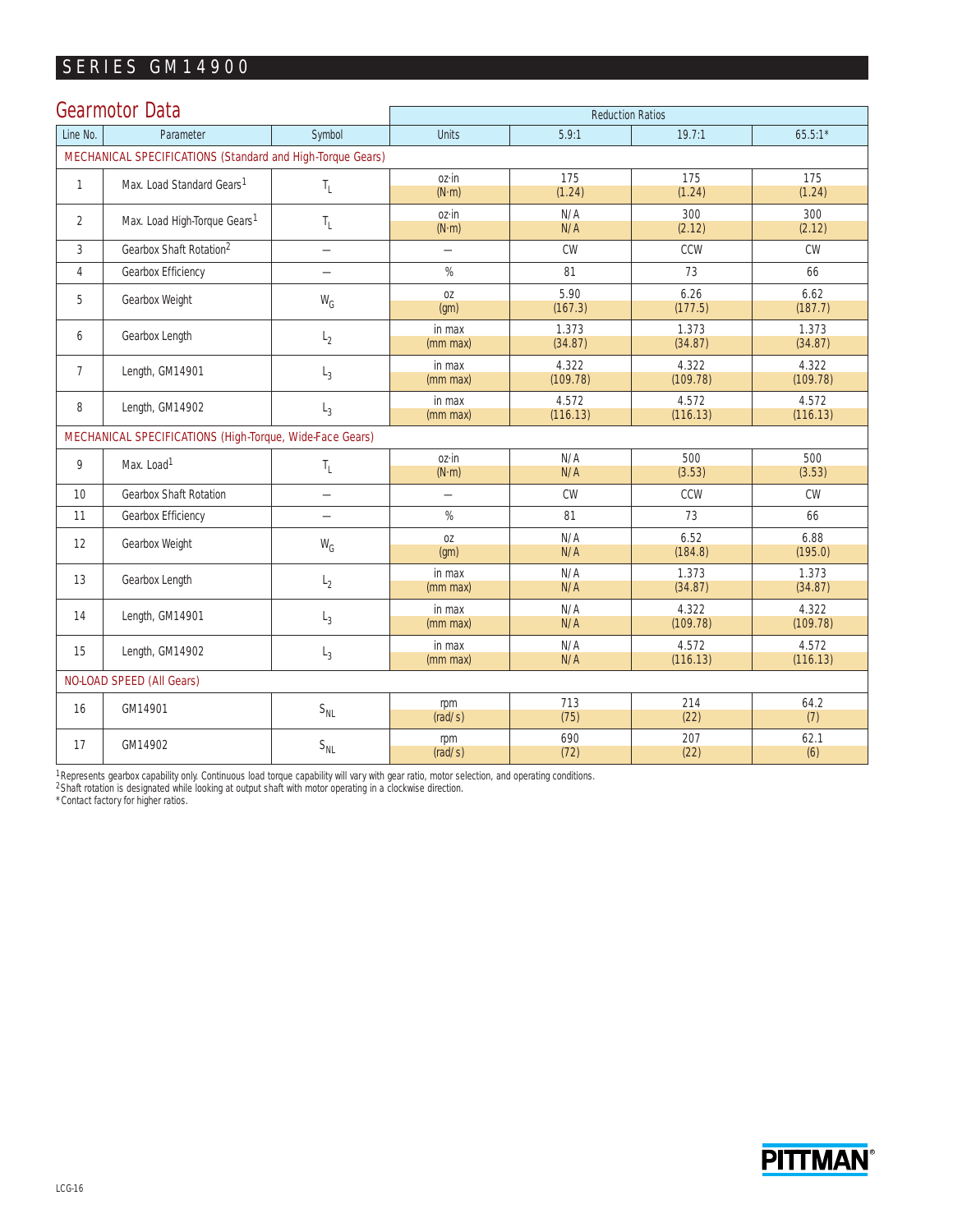# SERIES GM14900

## Gearmotor Data

| Line No. | Parameter | Symbol | Units | Reduction Ratios 5.9:1 | 19.7:1 | 65.5:1* |
|---|---|---|---|---|---|---|
| **MECHANICAL SPECIFICATIONS (Standard and High-Torque Gears)** | | | | | | |
| 1 | Max. Load Standard Gears[1] | $T_L$ | oz·in (N·m) | 175 (1.24) | 175 (1.24) | 175 (1.24) |
| 2 | Max. Load High-Torque Gears[1] | $T_L$ | oz·in (N·m) | N/A N/A | 300 (2.12) | 300 (2.12) |
| 3 | Gearbox Shaft Rotation[2] | — | — | CW | CCW | CW |
| 4 | Gearbox Efficiency | — | % | 81 | 73 | 66 |
| 5 | Gearbox Weight | $W_G$ | oz (gm) | 5.90 (167.3) | 6.26 (177.5) | 6.62 (187.7) |
| 6 | Gearbox Length | $L_2$ | in max (mm max) | 1.373 (34.87) | 1.373 (34.87) | 1.373 (34.87) |
| 7 | Length, GM14901 | $L_3$ | in max (mm max) | 4.322 (109.78) | 4.322 (109.78) | 4.322 (109.78) |
| 8 | Length, GM14902 | $L_3$ | in max (mm max) | 4.572 (116.13) | 4.572 (116.13) | 4.572 (116.13) |
| **MECHANICAL SPECIFICATIONS (High-Torque, Wide-Face Gears)** | | | | | | |
| 9 | Max. Load[1] | $T_L$ | oz·in (N·m) | N/A N/A | 500 (3.53) | 500 (3.53) |
| 10 | Gearbox Shaft Rotation | — | — | CW | CCW | CW |
| 11 | Gearbox Efficiency | — | % | 81 | 73 | 66 |
| 12 | Gearbox Weight | $W_G$ | oz (gm) | N/A N/A | 6.52 (184.8) | 6.88 (195.0) |
| 13 | Gearbox Length | $L_2$ | in max (mm max) | N/A N/A | 1.373 (34.87) | 1.373 (34.87) |
| 14 | Length, GM14901 | $L_3$ | in max (mm max) | N/A N/A | 4.322 (109.78) | 4.322 (109.78) |
| 15 | Length, GM14902 | $L_3$ | in max (mm max) | N/A N/A | 4.572 (116.13) | 4.572 (116.13) |
| **NO-LOAD SPEED (All Gears)** | | | | | | |
| 16 | GM14901 | $S_{NL}$ | rpm (rad/s) | 713 (75) | 214 (22) | 64.2 (7) |
| 17 | GM14902 | $S_{NL}$ | rpm (rad/s) | 690 (72) | 207 (22) | 62.1 (6) |

[1] Represents gearbox capability only. Continuous load torque capability will vary with gear ratio, motor selection, and operating conditions.
[2] Shaft rotation is designated while looking at output shaft with motor operating in a clockwise direction.
*Contact factory for higher ratios.

PITTMAN®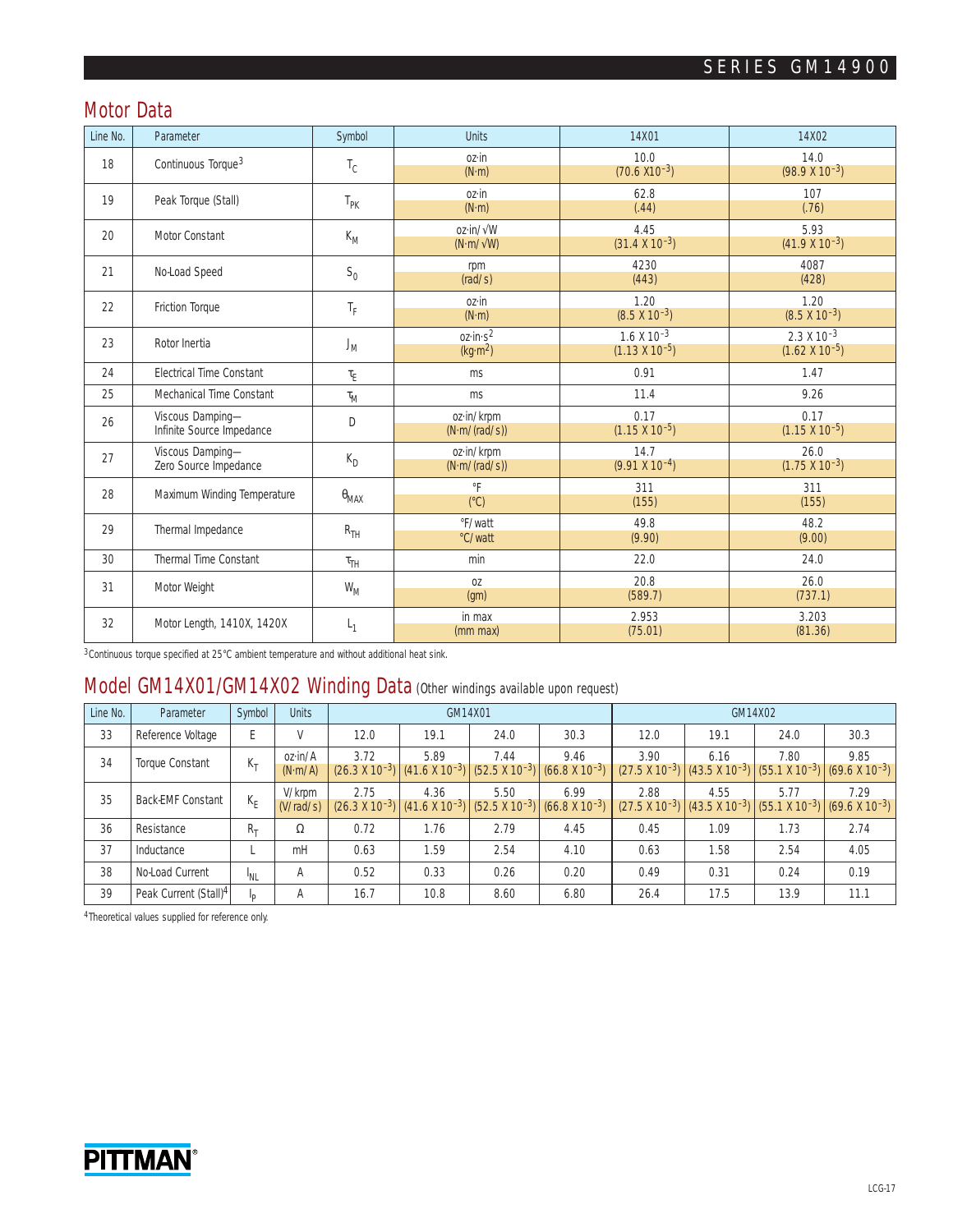## Motor Data

| Line No. | Parameter | Symbol | Units | 14X01 | 14X02 |
|---|---|---|---|---|---|
| 18 | Continuous Torque[3] | $T_C$ | oz·in<br>(N·m) | 10.0<br>$(70.6 \times 10^{-3})$ | 14.0<br>$(98.9 \times 10^{-3})$ |
| 19 | Peak Torque (Stall) | $T_{PK}$ | oz·in<br>(N·m) | 62.8<br>(.44) | 107<br>(.76) |
| 20 | Motor Constant | $K_M$ | oz·in/√W<br>(N·m/√W) | 4.45<br>$(31.4 \times 10^{-3})$ | 5.93<br>$(41.9 \times 10^{-3})$ |
| 21 | No-Load Speed | $S_0$ | rpm<br>(rad/s) | 4230<br>(443) | 4087<br>(428) |
| 22 | Friction Torque | $T_F$ | oz·in<br>(N·m) | 1.20<br>$(8.5 \times 10^{-3})$ | 1.20<br>$(8.5 \times 10^{-3})$ |
| 23 | Rotor Inertia | $J_M$ | oz·in·s$^2$<br>(kg·m$^2$) | $1.6 \times 10^{-3}$<br>$(1.13 \times 10^{-5})$ | $2.3 \times 10^{-3}$<br>$(1.62 \times 10^{-5})$ |
| 24 | Electrical Time Constant | $\tau_E$ | ms | 0.91 | 1.47 |
| 25 | Mechanical Time Constant | $\tau_M$ | ms | 11.4 | 9.26 |
| 26 | Viscous Damping—<br>Infinite Source Impedance | D | oz·in/krpm<br>(N·m/(rad/s)) | 0.17<br>$(1.15 \times 10^{-5})$ | 0.17<br>$(1.15 \times 10^{-5})$ |
| 27 | Viscous Damping—<br>Zero Source Impedance | $K_D$ | oz·in/krpm<br>(N·m/(rad/s)) | 14.7<br>$(9.91 \times 10^{-4})$ | 26.0<br>$(1.75 \times 10^{-3})$ |
| 28 | Maximum Winding Temperature | $\theta_{MAX}$ | °F<br>(°C) | 311<br>(155) | 311<br>(155) |
| 29 | Thermal Impedance | $R_{TH}$ | °F/watt<br>°C/watt | 49.8<br>(9.90) | 48.2<br>(9.00) |
| 30 | Thermal Time Constant | $\tau_{TH}$ | min | 22.0 | 24.0 |
| 31 | Motor Weight | $W_M$ | oz<br>(gm) | 20.8<br>(589.7) | 26.0<br>(737.1) |
| 32 | Motor Length, 1410X, 1420X | $L_1$ | in max<br>(mm max) | 2.953<br>(75.01) | 3.203<br>(81.36) |

[3]Continuous torque specified at 25°C ambient temperature and without additional heat sink.

## Model GM14X01/GM14X02 Winding Data (Other windings available upon request)

| Line No. | Parameter | Symbol | Units | GM14X01 | | | | GM14X02 | | | |
|---|---|---|---|---|---|---|---|---|---|---|---|
| 33 | Reference Voltage | E | V | 12.0 | 19.1 | 24.0 | 30.3 | 12.0 | 19.1 | 24.0 | 30.3 |
| 34 | Torque Constant | $K_T$ | oz·in/A<br>(N·m/A) | 3.72<br>$(26.3 \times 10^{-3})$ | 5.89<br>$(41.6 \times 10^{-3})$ | 7.44<br>$(52.5 \times 10^{-3})$ | 9.46<br>$(66.8 \times 10^{-3})$ | 3.90<br>$(27.5 \times 10^{-3})$ | 6.16<br>$(43.5 \times 10^{-3})$ | 7.80<br>$(55.1 \times 10^{-3})$ | 9.85<br>$(69.6 \times 10^{-3})$ |
| 35 | Back-EMF Constant | $K_E$ | V/krpm<br>(V/rad/s) | 2.75<br>$(26.3 \times 10^{-3})$ | 4.36<br>$(41.6 \times 10^{-3})$ | 5.50<br>$(52.5 \times 10^{-3})$ | 6.99<br>$(66.8 \times 10^{-3})$ | 2.88<br>$(27.5 \times 10^{-3})$ | 4.55<br>$(43.5 \times 10^{-3})$ | 5.77<br>$(55.1 \times 10^{-3})$ | 7.29<br>$(69.6 \times 10^{-3})$ |
| 36 | Resistance | $R_T$ | Ω | 0.72 | 1.76 | 2.79 | 4.45 | 0.45 | 1.09 | 1.73 | 2.74 |
| 37 | Inductance | L | mH | 0.63 | 1.59 | 2.54 | 4.10 | 0.63 | 1.58 | 2.54 | 4.05 |
| 38 | No-Load Current | $I_{NL}$ | A | 0.52 | 0.33 | 0.26 | 0.20 | 0.49 | 0.31 | 0.24 | 0.19 |
| 39 | Peak Current (Stall)[4] | $I_P$ | A | 16.7 | 10.8 | 8.60 | 6.80 | 26.4 | 17.5 | 13.9 | 11.1 |

[4]Theoretical values supplied for reference only.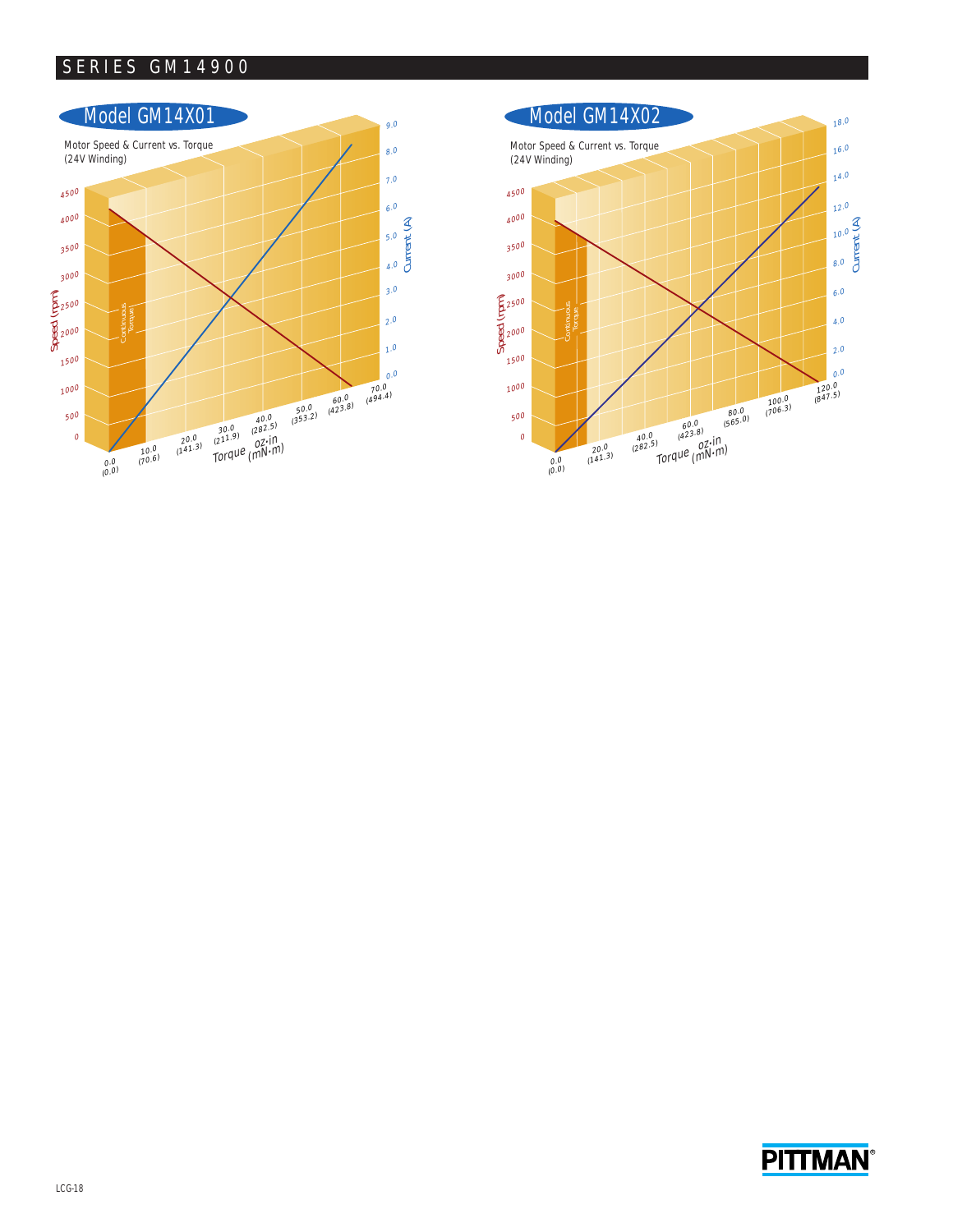## SERIES GM14900

### Model GM14X01

Motor Speed & Current vs. Torque
(24V Winding)

Speed (rpm): 0, 500, 1000, 1500, 2000, 2500, 3000, 3500, 4000, 4500

Current (A): 0.0, 1.0, 2.0, 3.0, 4.0, 5.0, 6.0, 7.0, 8.0, 9.0

Continuous Torque

Torque oz•in (mN•m): 0.0 (0.0), 10.0 (70.6), 20.0 (141.3), 30.0 (211.9), 40.0 (282.5), 50.0 (353.2), 60.0 (423.8), 70.0 (494.4)

### Model GM14X02

Motor Speed & Current vs. Torque
(24V Winding)

Speed (rpm): 0, 500, 1000, 1500, 2000, 2500, 3000, 3500, 4000, 4500

Current (A): 0.0, 2.0, 4.0, 6.0, 8.0, 10.0, 12.0, 14.0, 16.0, 18.0

Continuous Torque

Torque oz•in (mN•m): 0.0 (0.0), 20.0 (141.3), 40.0 (282.5), 60.0 (423.8), 80.0 (565.0), 100.0 (706.3), 120.0 (847.5)

PITTMAN®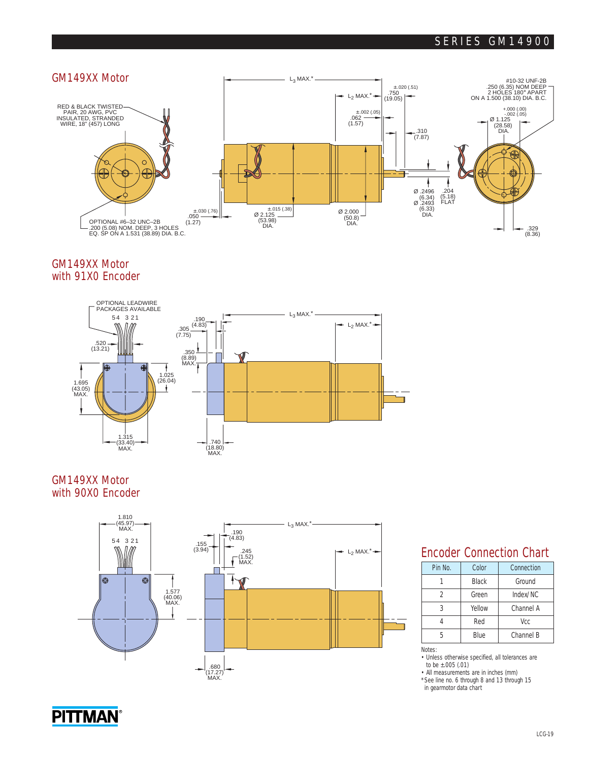## GM149XX Motor

RED & BLACK TWISTED PAIR, 20 AWG, PVC INSULATED, STRANDED WIRE, 18" (457) LONG

OPTIONAL #6–32 UNC–2B .200 (5.08) NOM. DEEP, 3 HOLES EQ. SP ON A 1.531 (38.89) DIA. B.C.

$L_3$ MAX.*

$L_2$ MAX.*

±.020 (.51) .750 (19.05)

±.002 (.05) .062 (1.57)

.310 (7.87)

#10-32 UNF-2B .250 (6.35) NOM DEEP 2 HOLES 180° APART ON A 1.500 (38.10) DIA. B.C.

+.000 (.00) -.002 (.05) Ø 1.125 (28.58) DIA.

±.030 (.76) .050 (1.27)

±.015 (.38) Ø 2.125 (53.98) DIA.

Ø 2.000 (50.8) DIA.

Ø .2496 (6.34) Ø .2493 (6.33) DIA.

.204 (5.18) FLAT

.329 (8.36)

## GM149XX Motor with 91X0 Encoder

OPTIONAL LEADWIRE PACKAGES AVAILABLE

5 4 3 2 1

.520 (13.21)

1.695 (43.05) MAX.

1.025 (26.04)

1.315 (33.40) MAX.

.190 (4.83)

.305 (7.75)

.350 (8.89) MAX.

$L_3$ MAX.*

$L_2$ MAX.*

.740 (18.80) MAX.

## GM149XX Motor with 90X0 Encoder

1.810 (45.97) MAX.

5 4 3 2 1

1.577 (40.06) MAX.

.190 (4.83)

.155 (3.94)

.245 (1.52) MAX.

$L_3$ MAX.*

$L_2$ MAX.*

.680 (17.27) MAX.

## Encoder Connection Chart

| Pin No. | Color | Connection |
|---|---|---|
| 1 | Black | Ground |
| 2 | Green | Index/ NC |
| 3 | Yellow | Channel A |
| 4 | Red | Vcc |
| 5 | Blue | Channel B |

Notes:

- Unless otherwise specified, all tolerances are to be ±.005 (.01)
- All measurements are in inches (mm)

*See line no. 6 through 8 and 13 through 15 in gearmotor data chart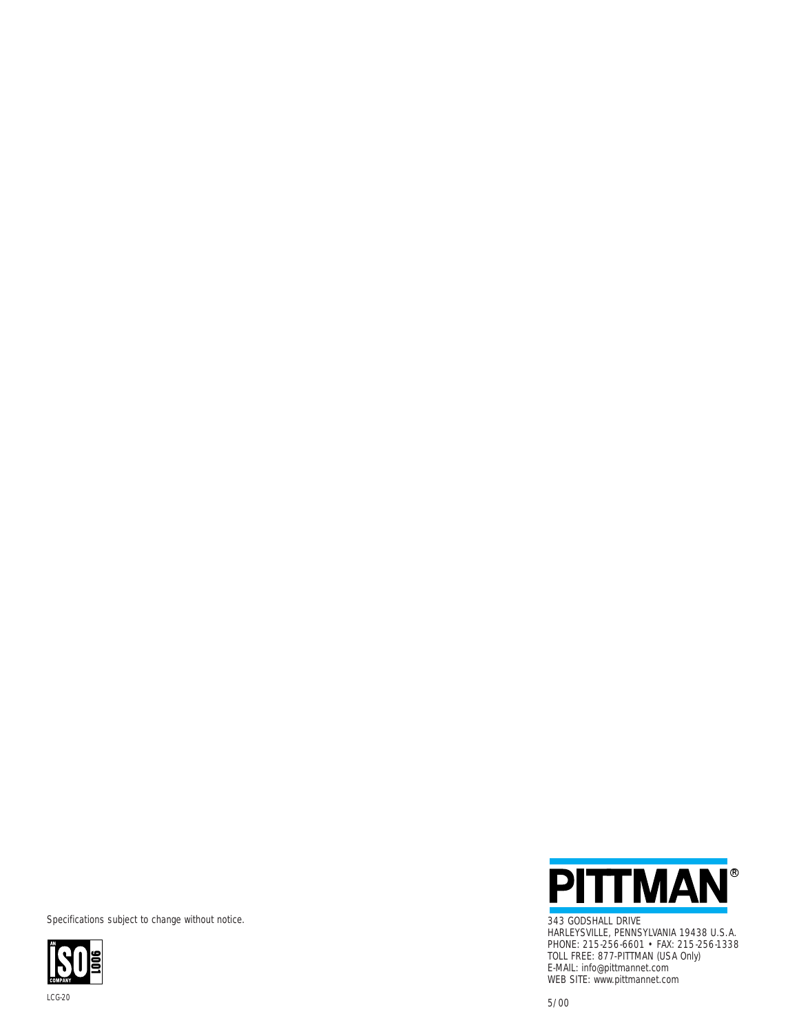Specifications subject to change without notice.

AN ISO 9001 COMPANY

LCG-20

PITTMAN®

343 GODSHALL DRIVE
HARLEYSVILLE, PENNSYLVANIA 19438 U.S.A.
PHONE: 215-256-6601 • FAX: 215-256-1338
TOLL FREE: 877-PITTMAN (USA Only)
E-MAIL: info@pittmannet.com
WEB SITE: www.pittmannet.com

5/00